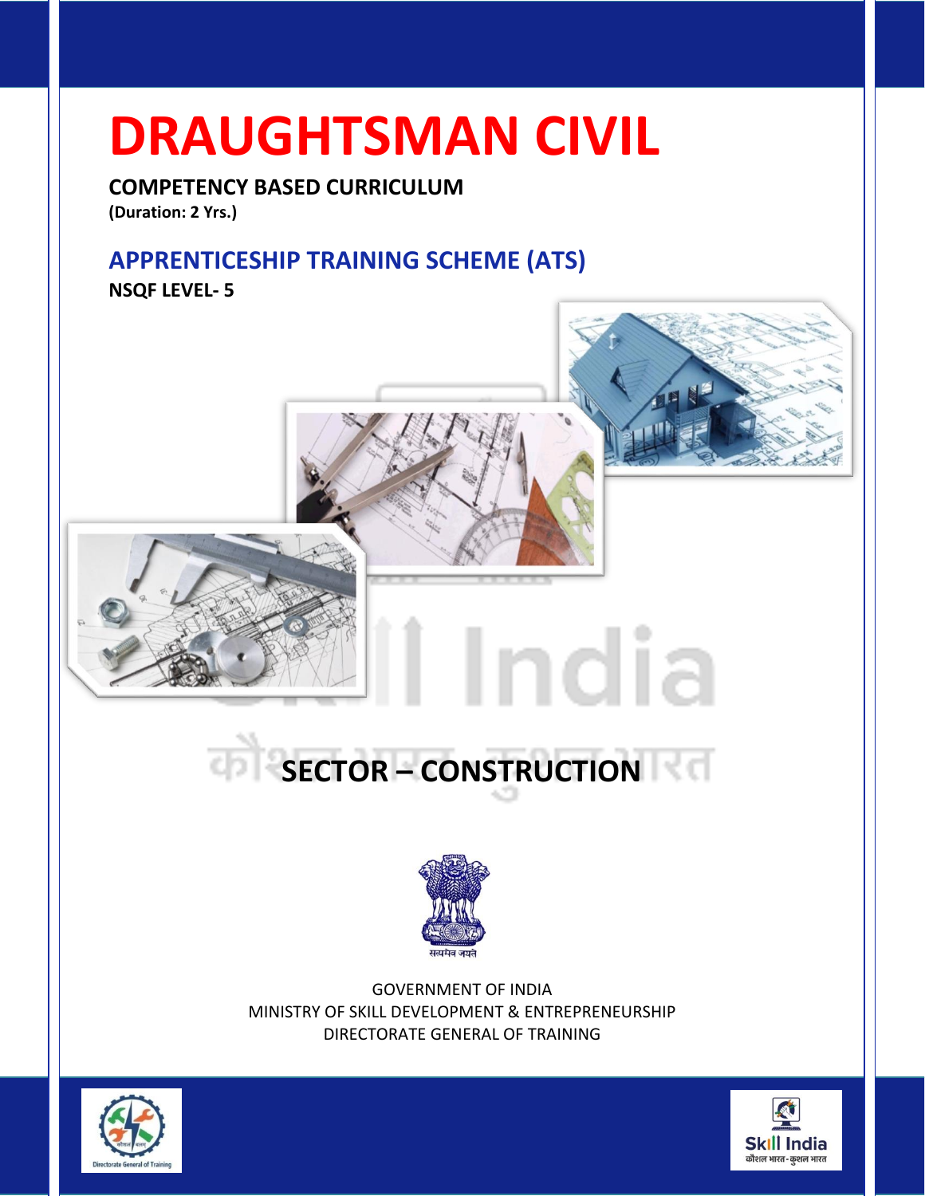# DRAUGHTSMAN CIVIL

**COMPETENCY BASED CURRICULUM**

**(Duration: 2 Yrs.)**

## APPRENTICESHIP TRAINING SCHEME (ATS)

**NSQF LEVEL- 5**

## SECTOR – CONSTRUCTION

सत्यमेव जयते

GOVERNMENT OF INDIA

MINISTRY OF SKILL DEVELOPMENT & ENTREPRENEURSHIP

DIRECTORATE GENERAL OF TRAINING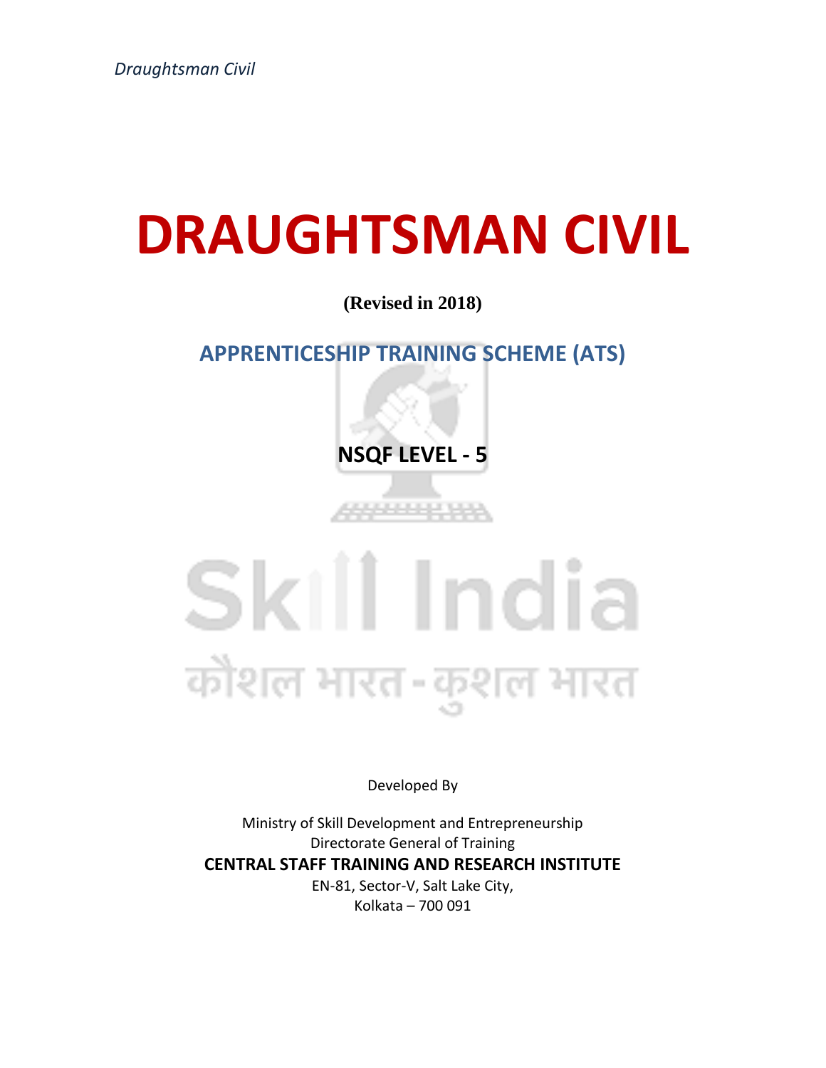# DRAUGHTSMAN CIVIL

**(Revised in 2018)**

## APPRENTICESHIP TRAINING SCHEME (ATS)

**NSQF LEVEL - 5**

Skill India

कौशल भारत - कुशल भारत

Developed By

Ministry of Skill Development and Entrepreneurship
Directorate General of Training
**CENTRAL STAFF TRAINING AND RESEARCH INSTITUTE**
EN-81, Sector-V, Salt Lake City,
Kolkata – 700 091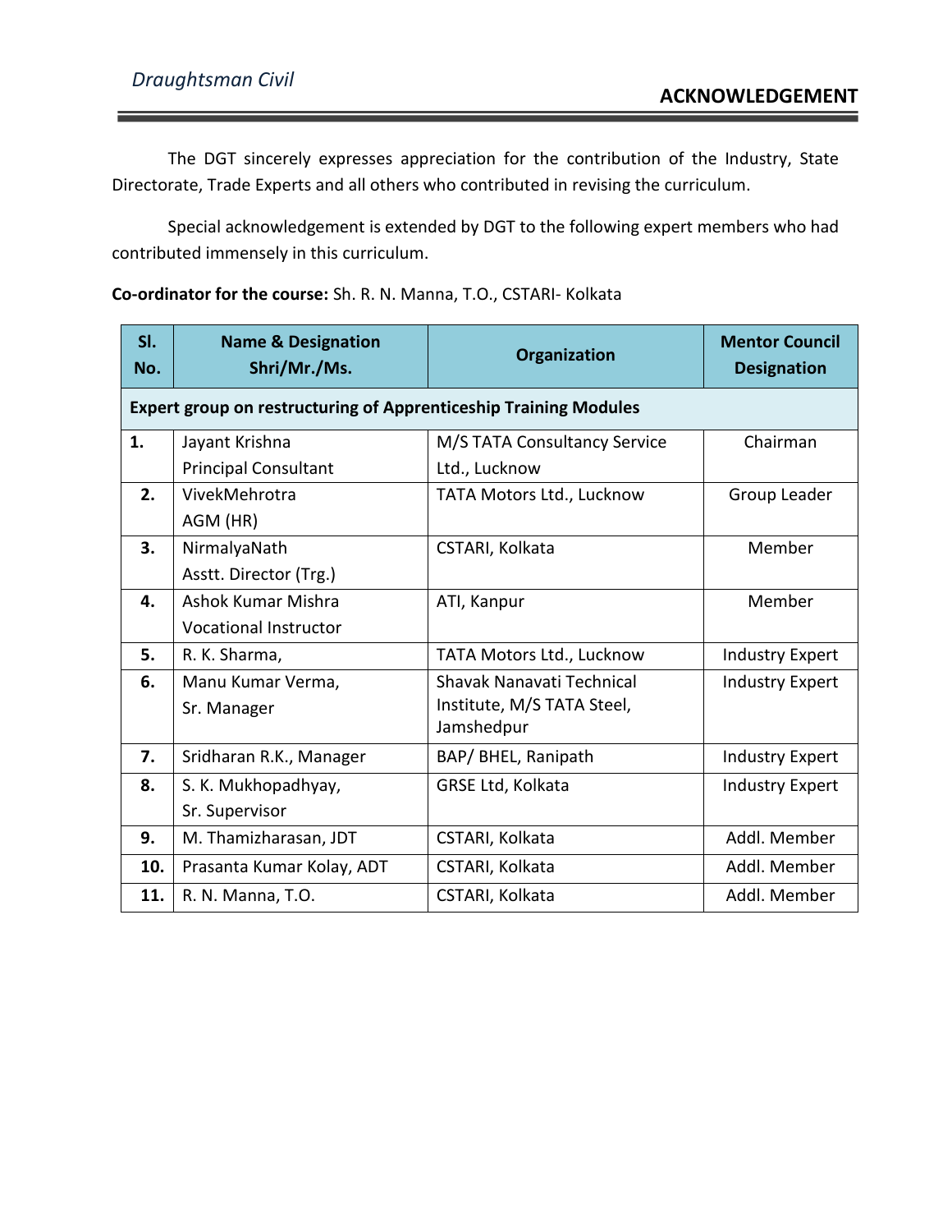## ACKNOWLEDGEMENT

The DGT sincerely expresses appreciation for the contribution of the Industry, State Directorate, Trade Experts and all others who contributed in revising the curriculum.

Special acknowledgement is extended by DGT to the following expert members who had contributed immensely in this curriculum.

**Co-ordinator for the course:** Sh. R. N. Manna, T.O., CSTARI- Kolkata

| Sl. No. | Name & Designation Shri/Mr./Ms. | Organization | Mentor Council Designation |
|---|---|---|---|
| **Expert group on restructuring of Apprenticeship Training Modules** | | | |
| **1.** | Jayant Krishna<br>Principal Consultant | M/S TATA Consultancy Service Ltd., Lucknow | Chairman |
| **2.** | VivekMehrotra<br>AGM (HR) | TATA Motors Ltd., Lucknow | Group Leader |
| **3.** | NirmalyaNath<br>Asstt. Director (Trg.) | CSTARI, Kolkata | Member |
| **4.** | Ashok Kumar Mishra<br>Vocational Instructor | ATI, Kanpur | Member |
| **5.** | R. K. Sharma, | TATA Motors Ltd., Lucknow | Industry Expert |
| **6.** | Manu Kumar Verma,<br>Sr. Manager | Shavak Nanavati Technical Institute, M/S TATA Steel, Jamshedpur | Industry Expert |
| **7.** | Sridharan R.K., Manager | BAP/ BHEL, Ranipath | Industry Expert |
| **8.** | S. K. Mukhopadhyay,<br>Sr. Supervisor | GRSE Ltd, Kolkata | Industry Expert |
| **9.** | M. Thamizharasan, JDT | CSTARI, Kolkata | Addl. Member |
| **10.** | Prasanta Kumar Kolay, ADT | CSTARI, Kolkata | Addl. Member |
| **11.** | R. N. Manna, T.O. | CSTARI, Kolkata | Addl. Member |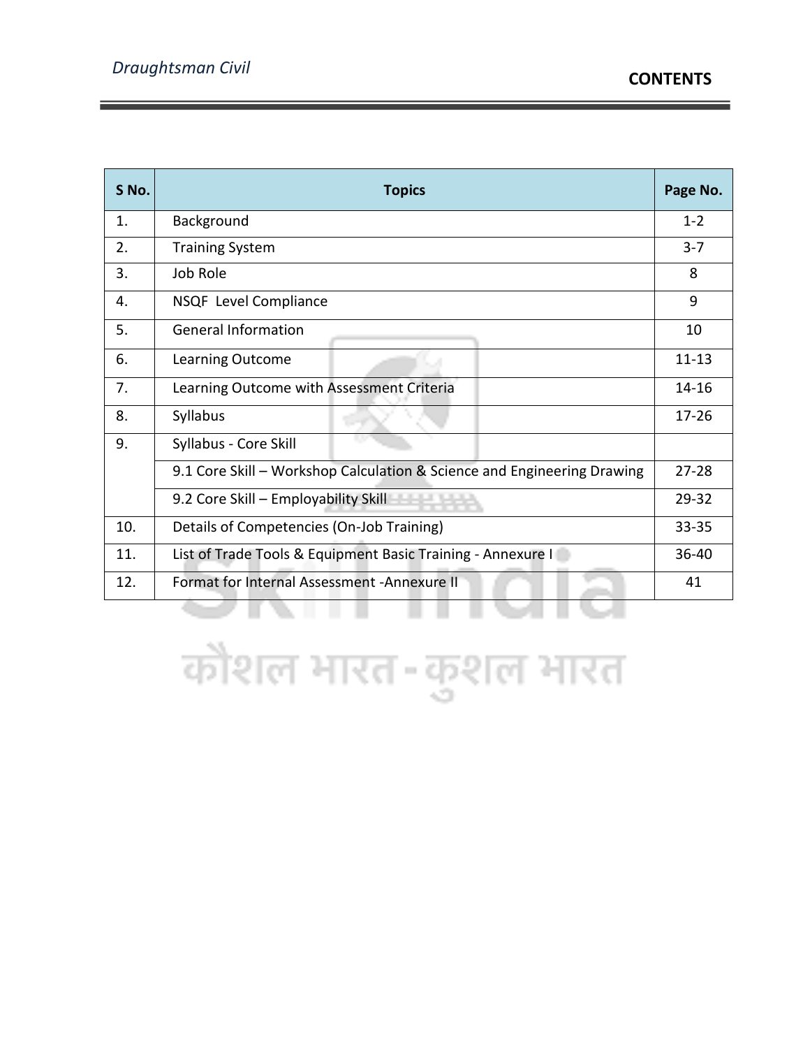# CONTENTS

| S No. | Topics | Page No. |
|---|---|---|
| 1. | Background | 1-2 |
| 2. | Training System | 3-7 |
| 3. | Job Role | 8 |
| 4. | NSQF Level Compliance | 9 |
| 5. | General Information | 10 |
| 6. | Learning Outcome | 11-13 |
| 7. | Learning Outcome with Assessment Criteria | 14-16 |
| 8. | Syllabus | 17-26 |
| 9. | Syllabus - Core Skill | |
| | 9.1 Core Skill – Workshop Calculation & Science and Engineering Drawing | 27-28 |
| | 9.2 Core Skill – Employability Skill | 29-32 |
| 10. | Details of Competencies (On-Job Training) | 33-35 |
| 11. | List of Trade Tools & Equipment Basic Training - Annexure I | 36-40 |
| 12. | Format for Internal Assessment -Annexure II | 41 |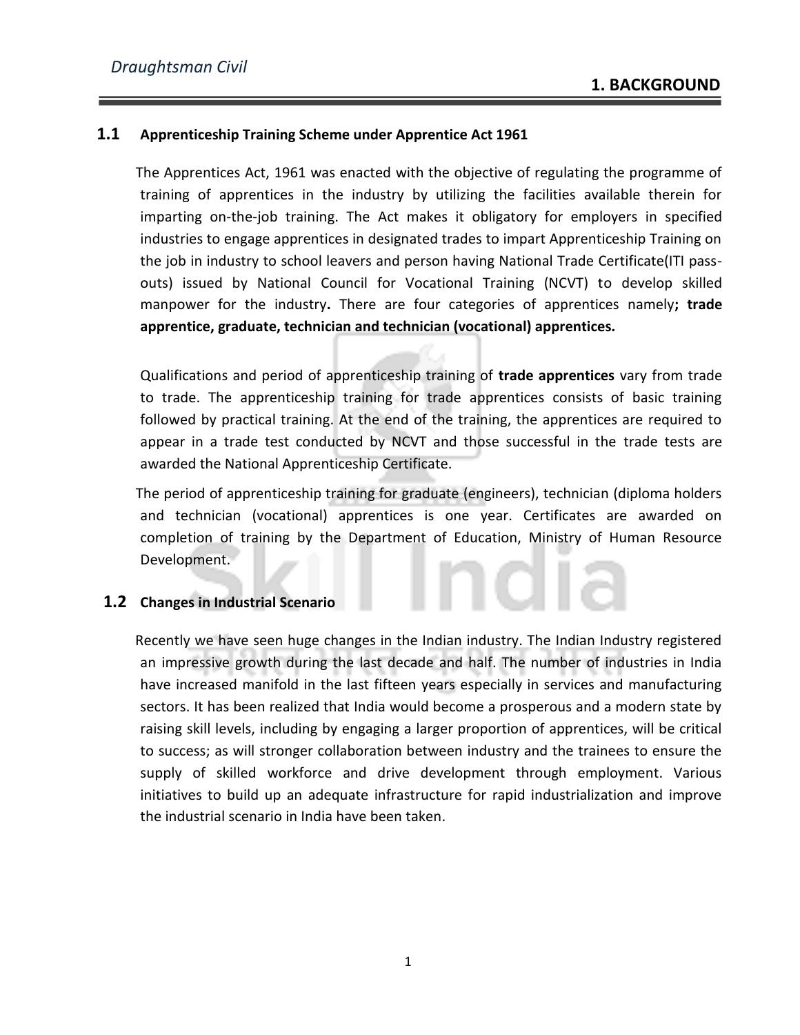# 1. BACKGROUND

## 1.1 Apprenticeship Training Scheme under Apprentice Act 1961

The Apprentices Act, 1961 was enacted with the objective of regulating the programme of training of apprentices in the industry by utilizing the facilities available therein for imparting on-the-job training. The Act makes it obligatory for employers in specified industries to engage apprentices in designated trades to impart Apprenticeship Training on the job in industry to school leavers and person having National Trade Certificate(ITI pass-outs) issued by National Council for Vocational Training (NCVT) to develop skilled manpower for the industry**.** There are four categories of apprentices namely**; trade apprentice, graduate, technician and technician (vocational) apprentices.**

Qualifications and period of apprenticeship training of **trade apprentices** vary from trade to trade. The apprenticeship training for trade apprentices consists of basic training followed by practical training. At the end of the training, the apprentices are required to appear in a trade test conducted by NCVT and those successful in the trade tests are awarded the National Apprenticeship Certificate.

The period of apprenticeship training for graduate (engineers), technician (diploma holders and technician (vocational) apprentices is one year. Certificates are awarded on completion of training by the Department of Education, Ministry of Human Resource Development.

## 1.2 Changes in Industrial Scenario

Recently we have seen huge changes in the Indian industry. The Indian Industry registered an impressive growth during the last decade and half. The number of industries in India have increased manifold in the last fifteen years especially in services and manufacturing sectors. It has been realized that India would become a prosperous and a modern state by raising skill levels, including by engaging a larger proportion of apprentices, will be critical to success; as will stronger collaboration between industry and the trainees to ensure the supply of skilled workforce and drive development through employment. Various initiatives to build up an adequate infrastructure for rapid industrialization and improve the industrial scenario in India have been taken.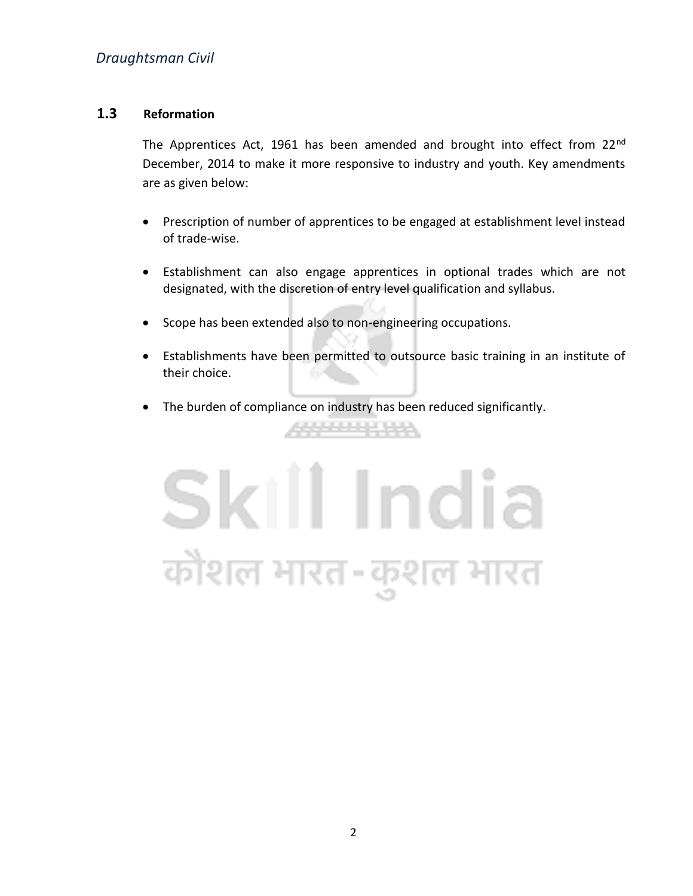## 1.3 Reformation

The Apprentices Act, 1961 has been amended and brought into effect from 22nd December, 2014 to make it more responsive to industry and youth. Key amendments are as given below:

- Prescription of number of apprentices to be engaged at establishment level instead of trade-wise.
- Establishment can also engage apprentices in optional trades which are not designated, with the discretion of entry level qualification and syllabus.
- Scope has been extended also to non-engineering occupations.
- Establishments have been permitted to outsource basic training in an institute of their choice.
- The burden of compliance on industry has been reduced significantly.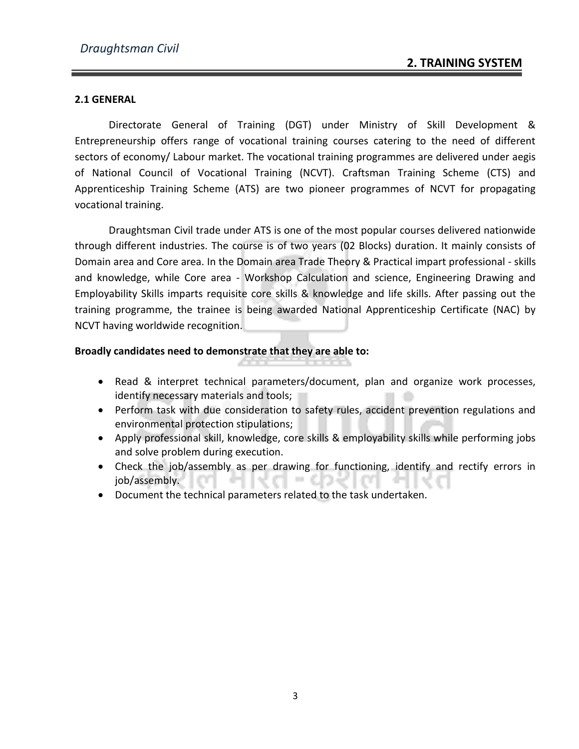# 2. TRAINING SYSTEM

## 2.1 GENERAL

Directorate General of Training (DGT) under Ministry of Skill Development & Entrepreneurship offers range of vocational training courses catering to the need of different sectors of economy/ Labour market. The vocational training programmes are delivered under aegis of National Council of Vocational Training (NCVT). Craftsman Training Scheme (CTS) and Apprenticeship Training Scheme (ATS) are two pioneer programmes of NCVT for propagating vocational training.

Draughtsman Civil trade under ATS is one of the most popular courses delivered nationwide through different industries. The course is of two years (02 Blocks) duration. It mainly consists of Domain area and Core area. In the Domain area Trade Theory & Practical impart professional - skills and knowledge, while Core area - Workshop Calculation and science, Engineering Drawing and Employability Skills imparts requisite core skills & knowledge and life skills. After passing out the training programme, the trainee is being awarded National Apprenticeship Certificate (NAC) by NCVT having worldwide recognition.

**Broadly candidates need to demonstrate that they are able to:**

- Read & interpret technical parameters/document, plan and organize work processes, identify necessary materials and tools;
- Perform task with due consideration to safety rules, accident prevention regulations and environmental protection stipulations;
- Apply professional skill, knowledge, core skills & employability skills while performing jobs and solve problem during execution.
- Check the job/assembly as per drawing for functioning, identify and rectify errors in job/assembly.
- Document the technical parameters related to the task undertaken.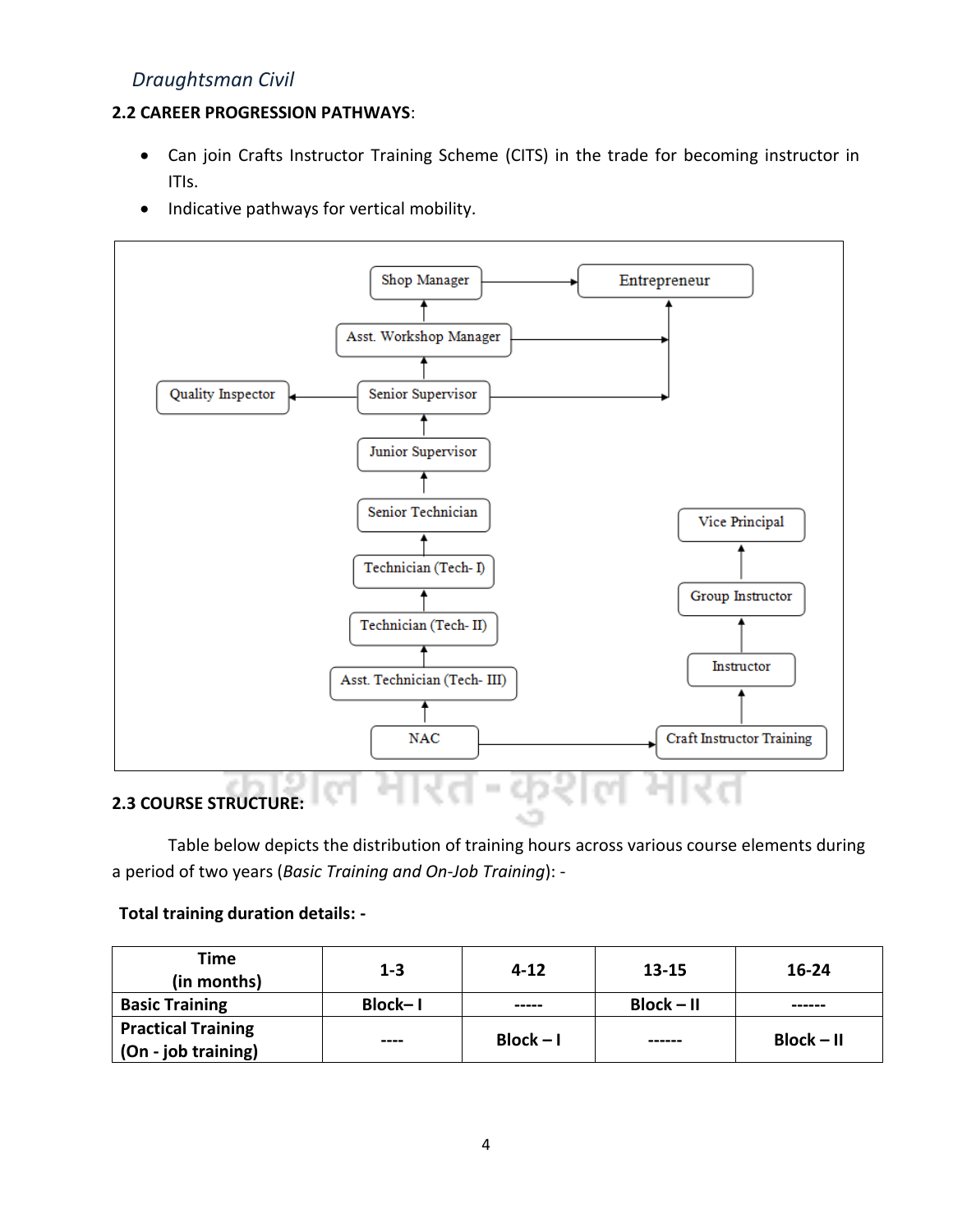## 2.2 CAREER PROGRESSION PATHWAYS:

- Can join Crafts Instructor Training Scheme (CITS) in the trade for becoming instructor in ITIs.
- Indicative pathways for vertical mobility.

Shop Manager → Entrepreneur

Asst. Workshop Manager → Entrepreneur

Senior Supervisor → Entrepreneur

Quality Inspector ← Senior Supervisor

NAC → Asst. Technician (Tech- III) → Technician (Tech- II) → Technician (Tech- I) → Senior Technician → Junior Supervisor → Senior Supervisor → Asst. Workshop Manager → Shop Manager

NAC → Craft Instructor Training → Instructor → Group Instructor → Vice Principal

## 2.3 COURSE STRUCTURE:

Table below depicts the distribution of training hours across various course elements during a period of two years (*Basic Training and On-Job Training*): -

**Total training duration details: -**

| Time (in months) | 1-3 | 4-12 | 13-15 | 16-24 |
|---|---|---|---|---|
| **Basic Training** | **Block– I** | ----- | **Block – II** | ------ |
| **Practical Training (On - job training)** | ---- | **Block – I** | ------ | **Block – II** |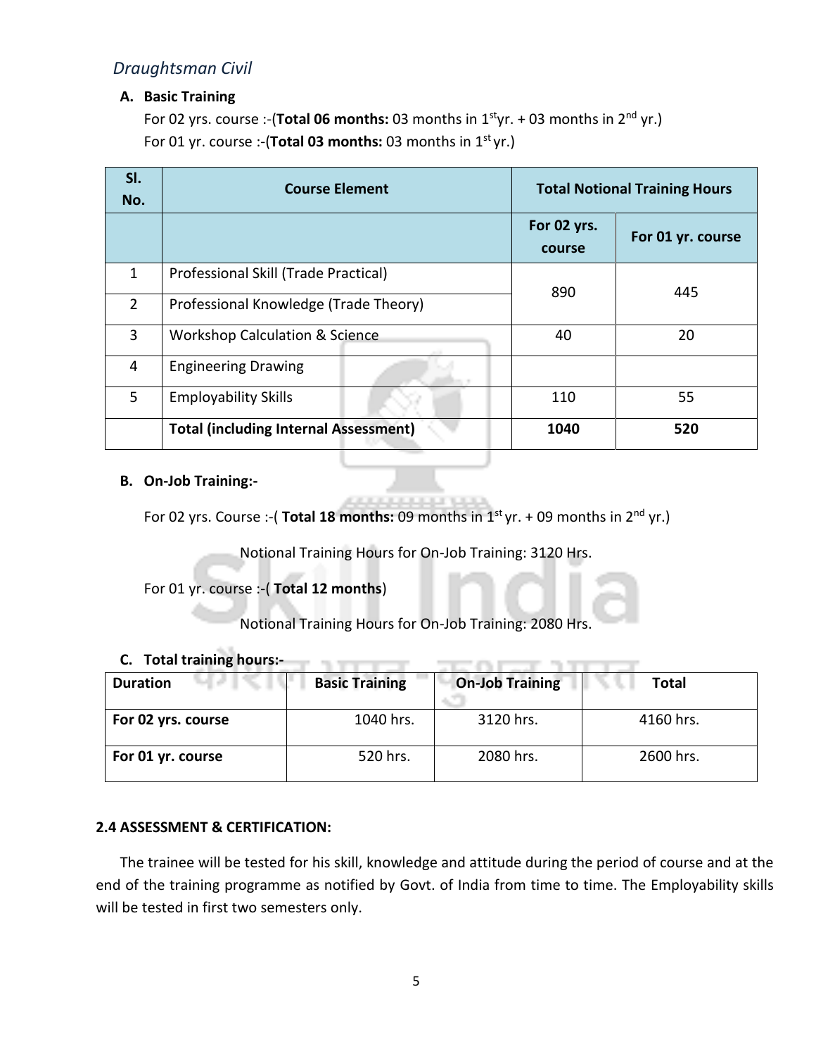*Draughtsman Civil*

**A. Basic Training**

For 02 yrs. course :-(**Total 06 months:** 03 months in 1st yr. + 03 months in 2nd yr.)

For 01 yr. course :-(**Total 03 months:** 03 months in 1st yr.)

| Sl. No. | Course Element | Total Notional Training Hours | |
|---|---|---|---|
| | | For 02 yrs. course | For 01 yr. course |
| 1 | Professional Skill (Trade Practical) | 890 | 445 |
| 2 | Professional Knowledge (Trade Theory) | | |
| 3 | Workshop Calculation & Science | 40 | 20 |
| 4 | Engineering Drawing | | |
| 5 | Employability Skills | 110 | 55 |
| | **Total (including Internal Assessment)** | **1040** | **520** |

**B. On-Job Training:-**

For 02 yrs. Course :-( **Total 18 months:** 09 months in 1st yr. + 09 months in 2nd yr.)

Notional Training Hours for On-Job Training: 3120 Hrs.

For 01 yr. course :-( **Total 12 months**)

Notional Training Hours for On-Job Training: 2080 Hrs.

**C. Total training hours:-**

| Duration | Basic Training | On-Job Training | Total |
|---|---|---|---|
| **For 02 yrs. course** | 1040 hrs. | 3120 hrs. | 4160 hrs. |
| **For 01 yr. course** | 520 hrs. | 2080 hrs. | 2600 hrs. |

**2.4 ASSESSMENT & CERTIFICATION:**

The trainee will be tested for his skill, knowledge and attitude during the period of course and at the end of the training programme as notified by Govt. of India from time to time. The Employability skills will be tested in first two semesters only.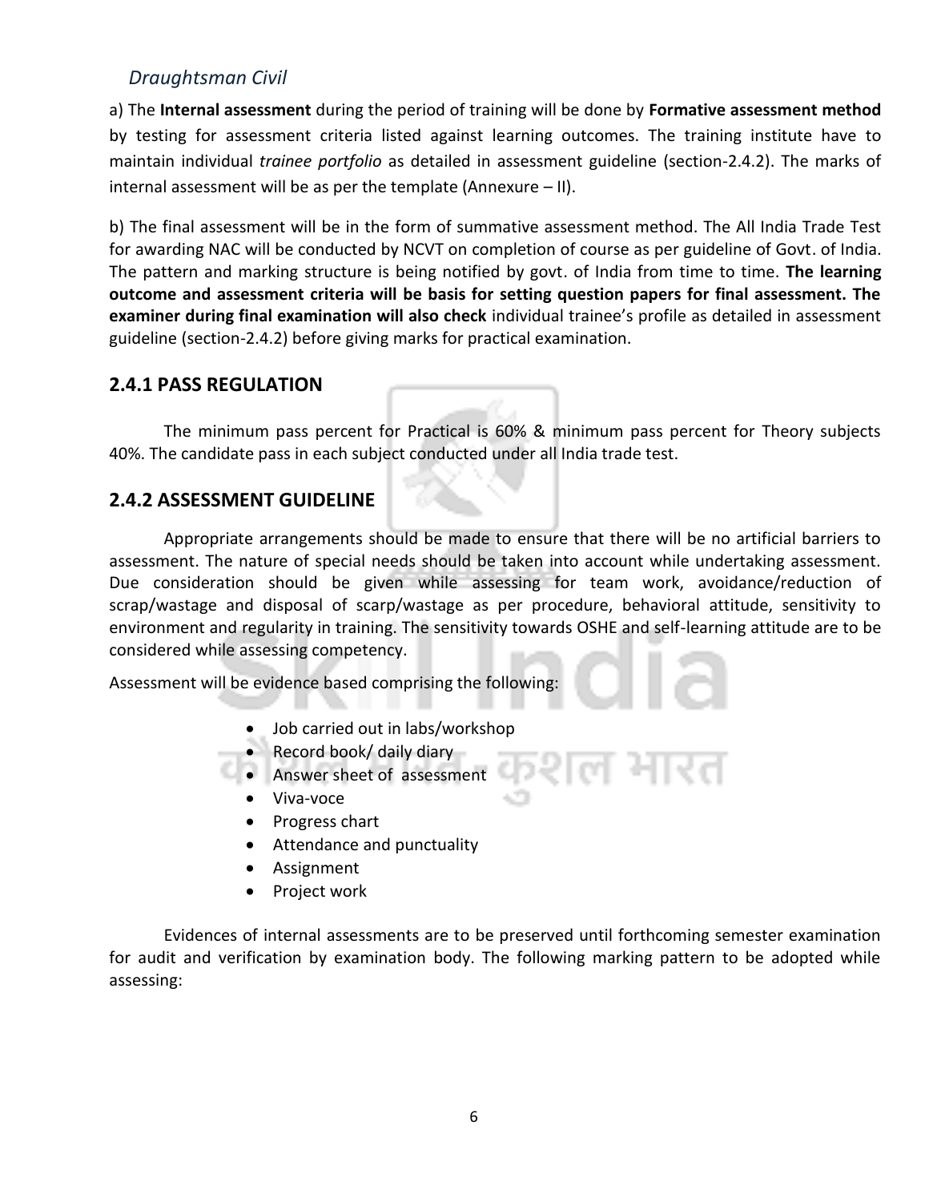*Draughtsman Civil*

a) The **Internal assessment** during the period of training will be done by **Formative assessment method** by testing for assessment criteria listed against learning outcomes. The training institute have to maintain individual *trainee portfolio* as detailed in assessment guideline (section-2.4.2). The marks of internal assessment will be as per the template (Annexure – II).

b) The final assessment will be in the form of summative assessment method. The All India Trade Test for awarding NAC will be conducted by NCVT on completion of course as per guideline of Govt. of India. The pattern and marking structure is being notified by govt. of India from time to time. **The learning outcome and assessment criteria will be basis for setting question papers for final assessment. The examiner during final examination will also check** individual trainee's profile as detailed in assessment guideline (section-2.4.2) before giving marks for practical examination.

## 2.4.1 PASS REGULATION

The minimum pass percent for Practical is 60% & minimum pass percent for Theory subjects 40%. The candidate pass in each subject conducted under all India trade test.

## 2.4.2 ASSESSMENT GUIDELINE

Appropriate arrangements should be made to ensure that there will be no artificial barriers to assessment. The nature of special needs should be taken into account while undertaking assessment. Due consideration should be given while assessing for team work, avoidance/reduction of scrap/wastage and disposal of scarp/wastage as per procedure, behavioral attitude, sensitivity to environment and regularity in training. The sensitivity towards OSHE and self-learning attitude are to be considered while assessing competency.

Assessment will be evidence based comprising the following:

- Job carried out in labs/workshop
- Record book/ daily diary
- Answer sheet of assessment
- Viva-voce
- Progress chart
- Attendance and punctuality
- Assignment
- Project work

Evidences of internal assessments are to be preserved until forthcoming semester examination for audit and verification by examination body. The following marking pattern to be adopted while assessing: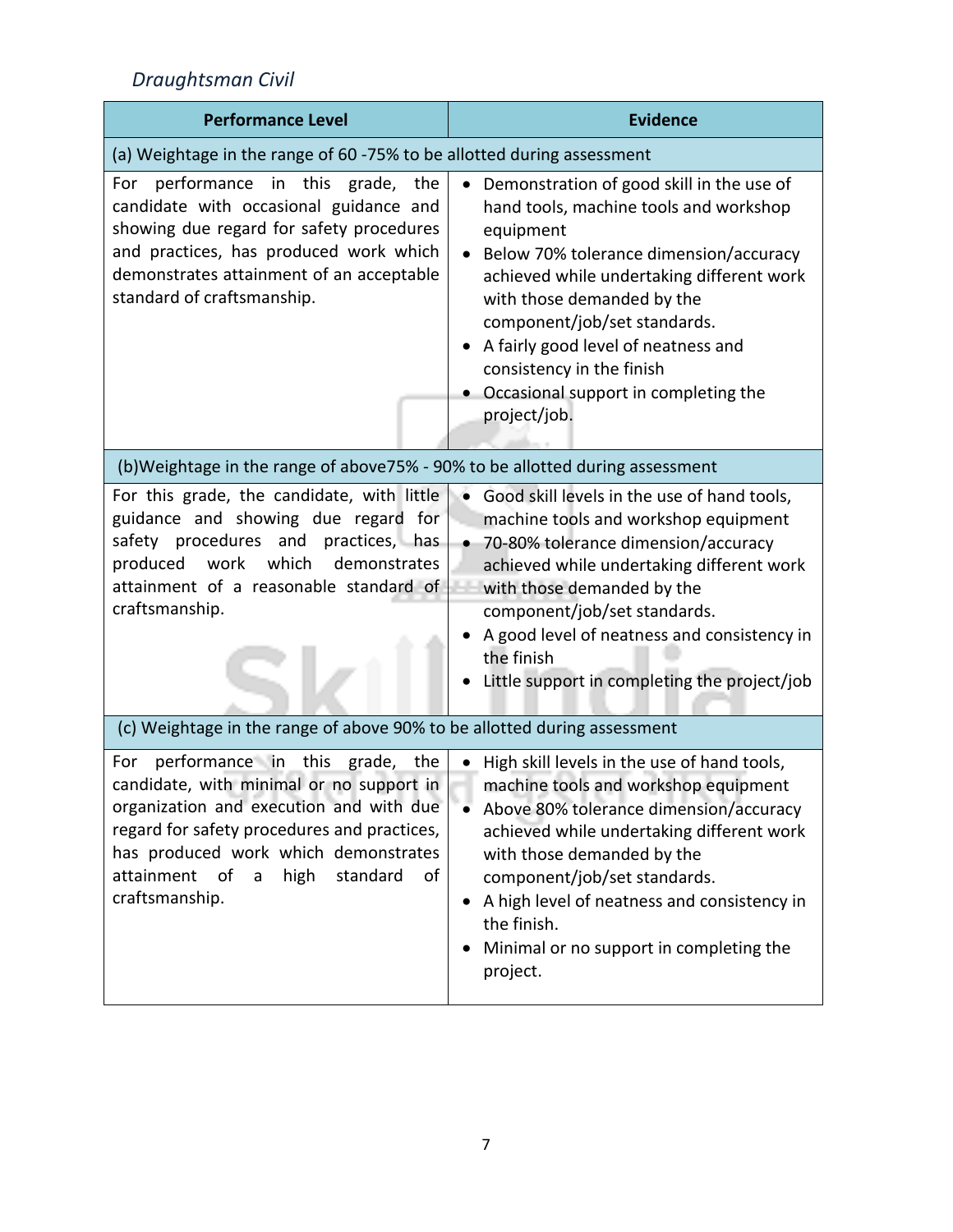| Performance Level | Evidence |
|---|---|
| (a) Weightage in the range of 60 -75% to be allotted during assessment | |
| For performance in this grade, the candidate with occasional guidance and showing due regard for safety procedures and practices, has produced work which demonstrates attainment of an acceptable standard of craftsmanship. | • Demonstration of good skill in the use of hand tools, machine tools and workshop equipment<br>• Below 70% tolerance dimension/accuracy achieved while undertaking different work with those demanded by the component/job/set standards.<br>• A fairly good level of neatness and consistency in the finish<br>• Occasional support in completing the project/job. |
| (b)Weightage in the range of above75% - 90% to be allotted during assessment | |
| For this grade, the candidate, with little guidance and showing due regard for safety procedures and practices, has produced work which demonstrates attainment of a reasonable standard of craftsmanship. | • Good skill levels in the use of hand tools, machine tools and workshop equipment<br>• 70-80% tolerance dimension/accuracy achieved while undertaking different work with those demanded by the component/job/set standards.<br>• A good level of neatness and consistency in the finish<br>• Little support in completing the project/job |
| (c) Weightage in the range of above 90% to be allotted during assessment | |
| For performance in this grade, the candidate, with minimal or no support in organization and execution and with due regard for safety procedures and practices, has produced work which demonstrates attainment of a high standard of craftsmanship. | • High skill levels in the use of hand tools, machine tools and workshop equipment<br>• Above 80% tolerance dimension/accuracy achieved while undertaking different work with those demanded by the component/job/set standards.<br>• A high level of neatness and consistency in the finish.<br>• Minimal or no support in completing the project. |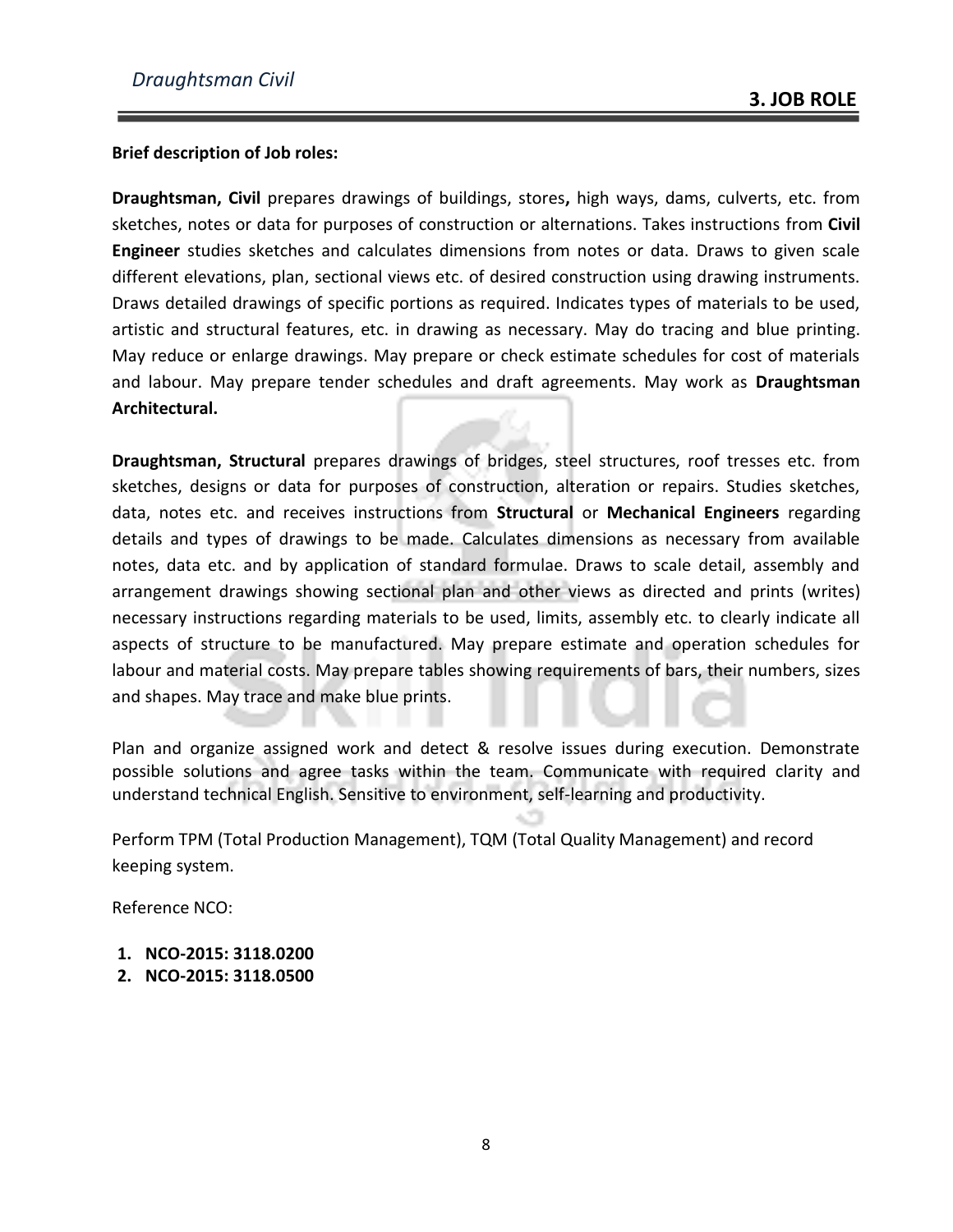## 3. JOB ROLE

**Brief description of Job roles:**

**Draughtsman, Civil** prepares drawings of buildings, stores**,** high ways, dams, culverts, etc. from sketches, notes or data for purposes of construction or alternations. Takes instructions from **Civil Engineer** studies sketches and calculates dimensions from notes or data. Draws to given scale different elevations, plan, sectional views etc. of desired construction using drawing instruments. Draws detailed drawings of specific portions as required. Indicates types of materials to be used, artistic and structural features, etc. in drawing as necessary. May do tracing and blue printing. May reduce or enlarge drawings. May prepare or check estimate schedules for cost of materials and labour. May prepare tender schedules and draft agreements. May work as **Draughtsman Architectural.**

**Draughtsman, Structural** prepares drawings of bridges, steel structures, roof tresses etc. from sketches, designs or data for purposes of construction, alteration or repairs. Studies sketches, data, notes etc. and receives instructions from **Structural** or **Mechanical Engineers** regarding details and types of drawings to be made. Calculates dimensions as necessary from available notes, data etc. and by application of standard formulae. Draws to scale detail, assembly and arrangement drawings showing sectional plan and other views as directed and prints (writes) necessary instructions regarding materials to be used, limits, assembly etc. to clearly indicate all aspects of structure to be manufactured. May prepare estimate and operation schedules for labour and material costs. May prepare tables showing requirements of bars, their numbers, sizes and shapes. May trace and make blue prints.

Plan and organize assigned work and detect & resolve issues during execution. Demonstrate possible solutions and agree tasks within the team. Communicate with required clarity and understand technical English. Sensitive to environment, self-learning and productivity.

Perform TPM (Total Production Management), TQM (Total Quality Management) and record keeping system.

Reference NCO:

1. **NCO-2015: 3118.0200**
2. **NCO-2015: 3118.0500**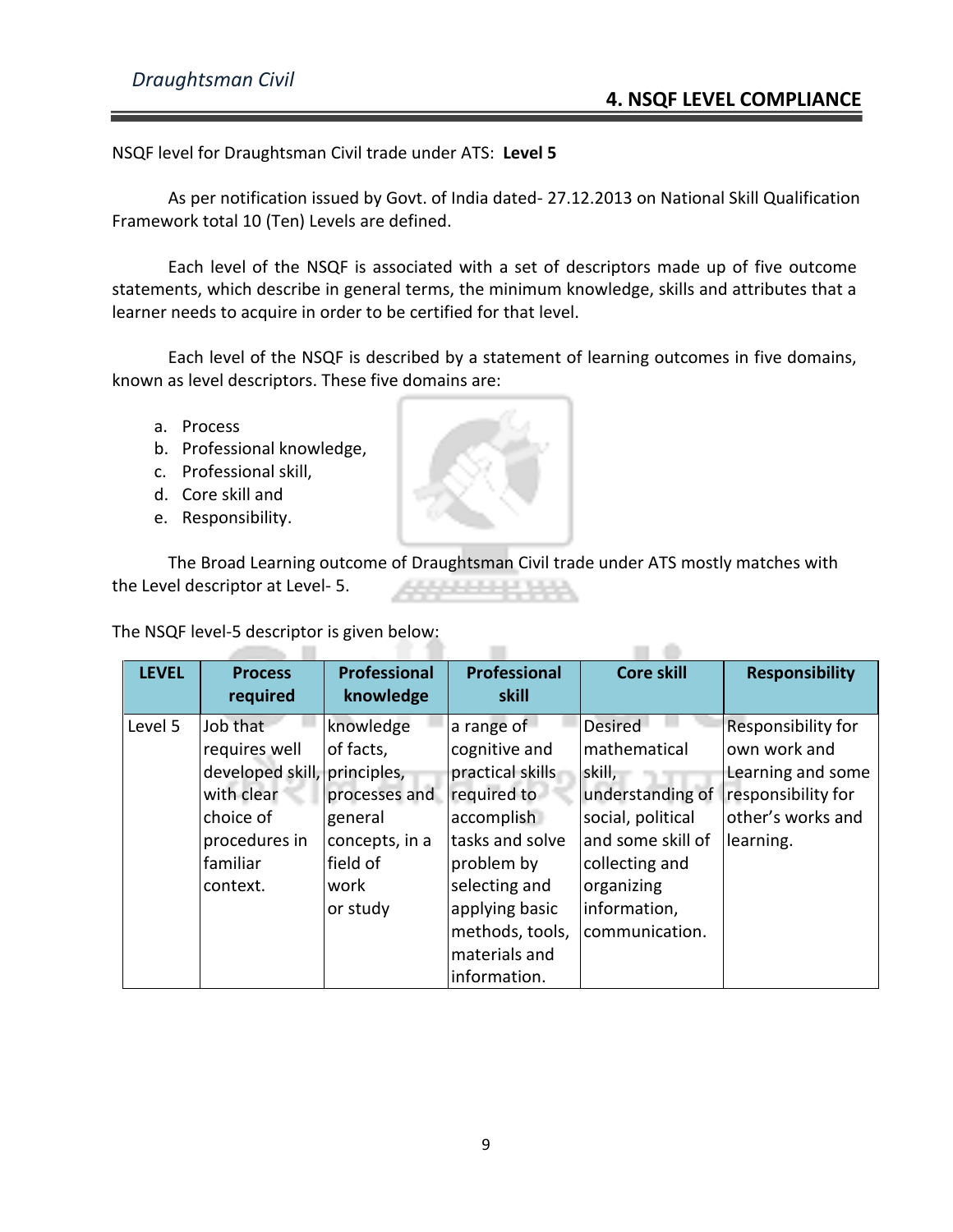## 4. NSQF LEVEL COMPLIANCE

NSQF level for Draughtsman Civil trade under ATS: **Level 5**

As per notification issued by Govt. of India dated- 27.12.2013 on National Skill Qualification Framework total 10 (Ten) Levels are defined.

Each level of the NSQF is associated with a set of descriptors made up of five outcome statements, which describe in general terms, the minimum knowledge, skills and attributes that a learner needs to acquire in order to be certified for that level.

Each level of the NSQF is described by a statement of learning outcomes in five domains, known as level descriptors. These five domains are:

a. Process
b. Professional knowledge,
c. Professional skill,
d. Core skill and
e. Responsibility.

The Broad Learning outcome of Draughtsman Civil trade under ATS mostly matches with the Level descriptor at Level- 5.

The NSQF level-5 descriptor is given below:

| LEVEL | Process required | Professional knowledge | Professional skill | Core skill | Responsibility |
|---|---|---|---|---|---|
| Level 5 | Job that requires well developed skill, with clear choice of procedures in familiar context. | knowledge of facts, principles, processes and general concepts, in a field of work or study | a range of cognitive and practical skills required to accomplish tasks and solve problem by selecting and applying basic methods, tools, materials and information. | Desired mathematical skill, understanding of social, political and some skill of collecting and organizing information, communication. | Responsibility for own work and Learning and some responsibility for other's works and learning. |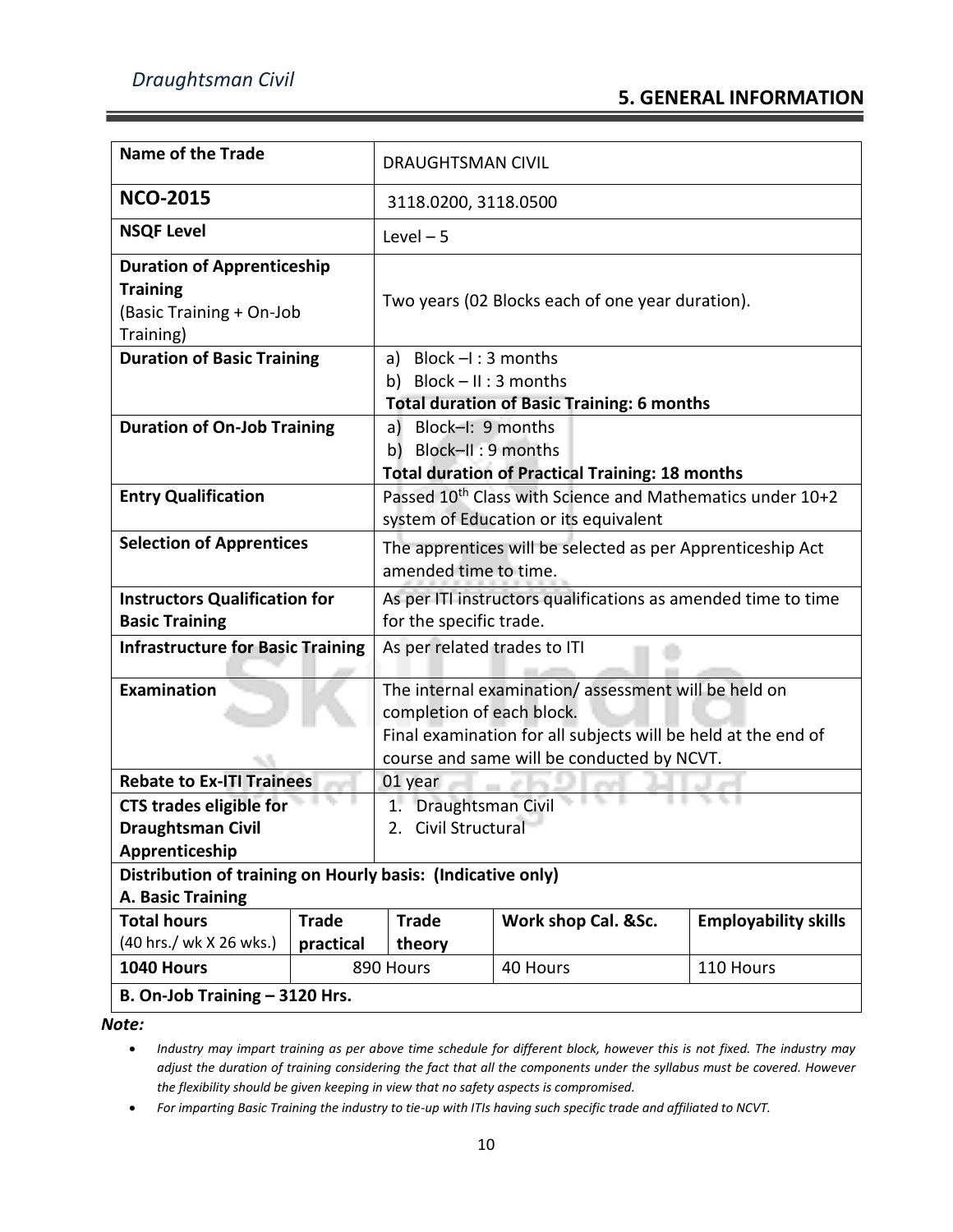## 5. GENERAL INFORMATION

| Name of the Trade | DRAUGHTSMAN CIVIL | | | |
|---|---|---|---|---|
| **NCO-2015** | 3118.0200, 3118.0500 | | | |
| **NSQF Level** | Level – 5 | | | |
| **Duration of Apprenticeship Training** (Basic Training + On-Job Training) | Two years (02 Blocks each of one year duration). | | | |
| **Duration of Basic Training** | a) Block –I : 3 months<br>b) Block – II : 3 months<br>**Total duration of Basic Training: 6 months** | | | |
| **Duration of On-Job Training** | a) Block–I: 9 months<br>b) Block–II : 9 months<br>**Total duration of Practical Training: 18 months** | | | |
| **Entry Qualification** | Passed 10th Class with Science and Mathematics under 10+2 system of Education or its equivalent | | | |
| **Selection of Apprentices** | The apprentices will be selected as per Apprenticeship Act amended time to time. | | | |
| **Instructors Qualification for Basic Training** | As per ITI instructors qualifications as amended time to time for the specific trade. | | | |
| **Infrastructure for Basic Training** | As per related trades to ITI | | | |
| **Examination** | The internal examination/ assessment will be held on completion of each block.<br>Final examination for all subjects will be held at the end of course and same will be conducted by NCVT. | | | |
| **Rebate to Ex-ITI Trainees** | 01 year | | | |
| **CTS trades eligible for Draughtsman Civil Apprenticeship** | 1. Draughtsman Civil<br>2. Civil Structural | | | |
| **Distribution of training on Hourly basis: (Indicative only)**<br>**A. Basic Training** | | | | |
| **Total hours** (40 hrs./ wk X 26 wks.) | **Trade practical** | **Trade theory** | **Work shop Cal. &Sc.** | **Employability skills** |
| **1040 Hours** | 890 Hours | | 40 Hours | 110 Hours |
| **B. On-Job Training – 3120 Hrs.** | | | | |

***Note:***

- *Industry may impart training as per above time schedule for different block, however this is not fixed. The industry may adjust the duration of training considering the fact that all the components under the syllabus must be covered. However the flexibility should be given keeping in view that no safety aspects is compromised.*
- *For imparting Basic Training the industry to tie-up with ITIs having such specific trade and affiliated to NCVT.*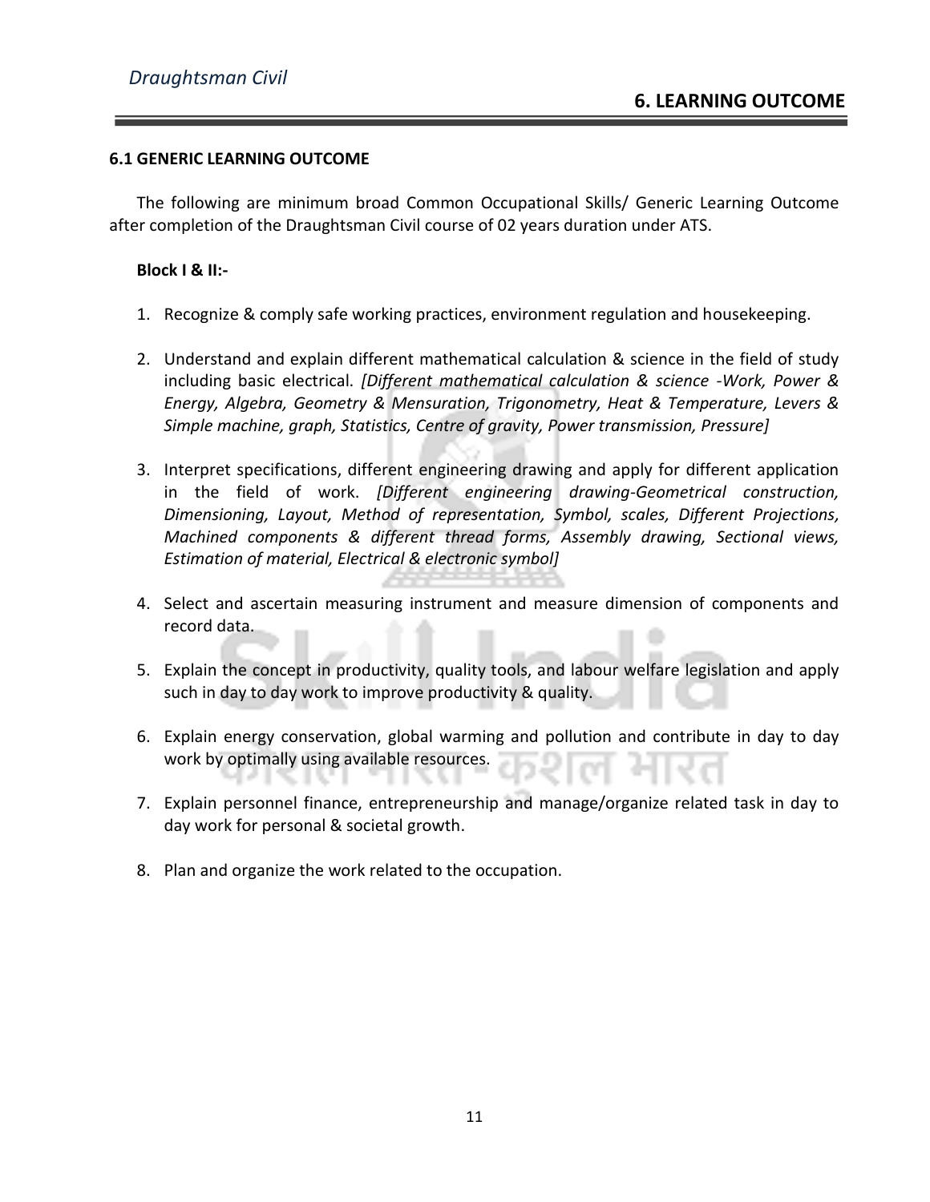## 6. LEARNING OUTCOME

### 6.1 GENERIC LEARNING OUTCOME

The following are minimum broad Common Occupational Skills/ Generic Learning Outcome after completion of the Draughtsman Civil course of 02 years duration under ATS.

**Block I & II:-**

1. Recognize & comply safe working practices, environment regulation and housekeeping.

2. Understand and explain different mathematical calculation & science in the field of study including basic electrical. *[Different mathematical calculation & science -Work, Power & Energy, Algebra, Geometry & Mensuration, Trigonometry, Heat & Temperature, Levers & Simple machine, graph, Statistics, Centre of gravity, Power transmission, Pressure]*

3. Interpret specifications, different engineering drawing and apply for different application in the field of work. *[Different engineering drawing-Geometrical construction, Dimensioning, Layout, Method of representation, Symbol, scales, Different Projections, Machined components & different thread forms, Assembly drawing, Sectional views, Estimation of material, Electrical & electronic symbol]*

4. Select and ascertain measuring instrument and measure dimension of components and record data.

5. Explain the concept in productivity, quality tools, and labour welfare legislation and apply such in day to day work to improve productivity & quality.

6. Explain energy conservation, global warming and pollution and contribute in day to day work by optimally using available resources.

7. Explain personnel finance, entrepreneurship and manage/organize related task in day to day work for personal & societal growth.

8. Plan and organize the work related to the occupation.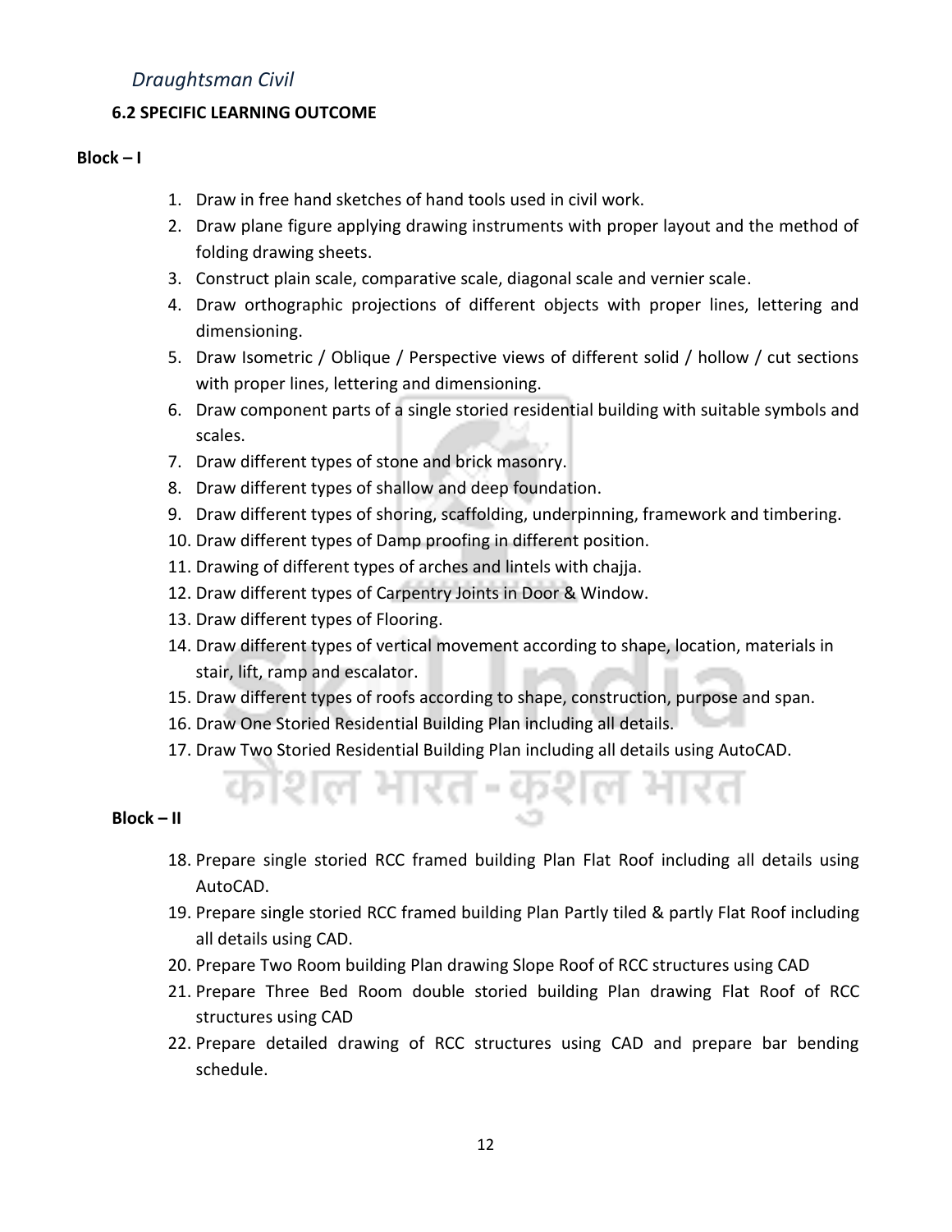*Draughtsman Civil*

### 6.2 SPECIFIC LEARNING OUTCOME

**Block – I**

1. Draw in free hand sketches of hand tools used in civil work.
2. Draw plane figure applying drawing instruments with proper layout and the method of folding drawing sheets.
3. Construct plain scale, comparative scale, diagonal scale and vernier scale.
4. Draw orthographic projections of different objects with proper lines, lettering and dimensioning.
5. Draw Isometric / Oblique / Perspective views of different solid / hollow / cut sections with proper lines, lettering and dimensioning.
6. Draw component parts of a single storied residential building with suitable symbols and scales.
7. Draw different types of stone and brick masonry.
8. Draw different types of shallow and deep foundation.
9. Draw different types of shoring, scaffolding, underpinning, framework and timbering.
10. Draw different types of Damp proofing in different position.
11. Drawing of different types of arches and lintels with chajja.
12. Draw different types of Carpentry Joints in Door & Window.
13. Draw different types of Flooring.
14. Draw different types of vertical movement according to shape, location, materials in stair, lift, ramp and escalator.
15. Draw different types of roofs according to shape, construction, purpose and span.
16. Draw One Storied Residential Building Plan including all details.
17. Draw Two Storied Residential Building Plan including all details using AutoCAD.

**Block – II**

18. Prepare single storied RCC framed building Plan Flat Roof including all details using AutoCAD.
19. Prepare single storied RCC framed building Plan Partly tiled & partly Flat Roof including all details using CAD.
20. Prepare Two Room building Plan drawing Slope Roof of RCC structures using CAD
21. Prepare Three Bed Room double storied building Plan drawing Flat Roof of RCC structures using CAD
22. Prepare detailed drawing of RCC structures using CAD and prepare bar bending schedule.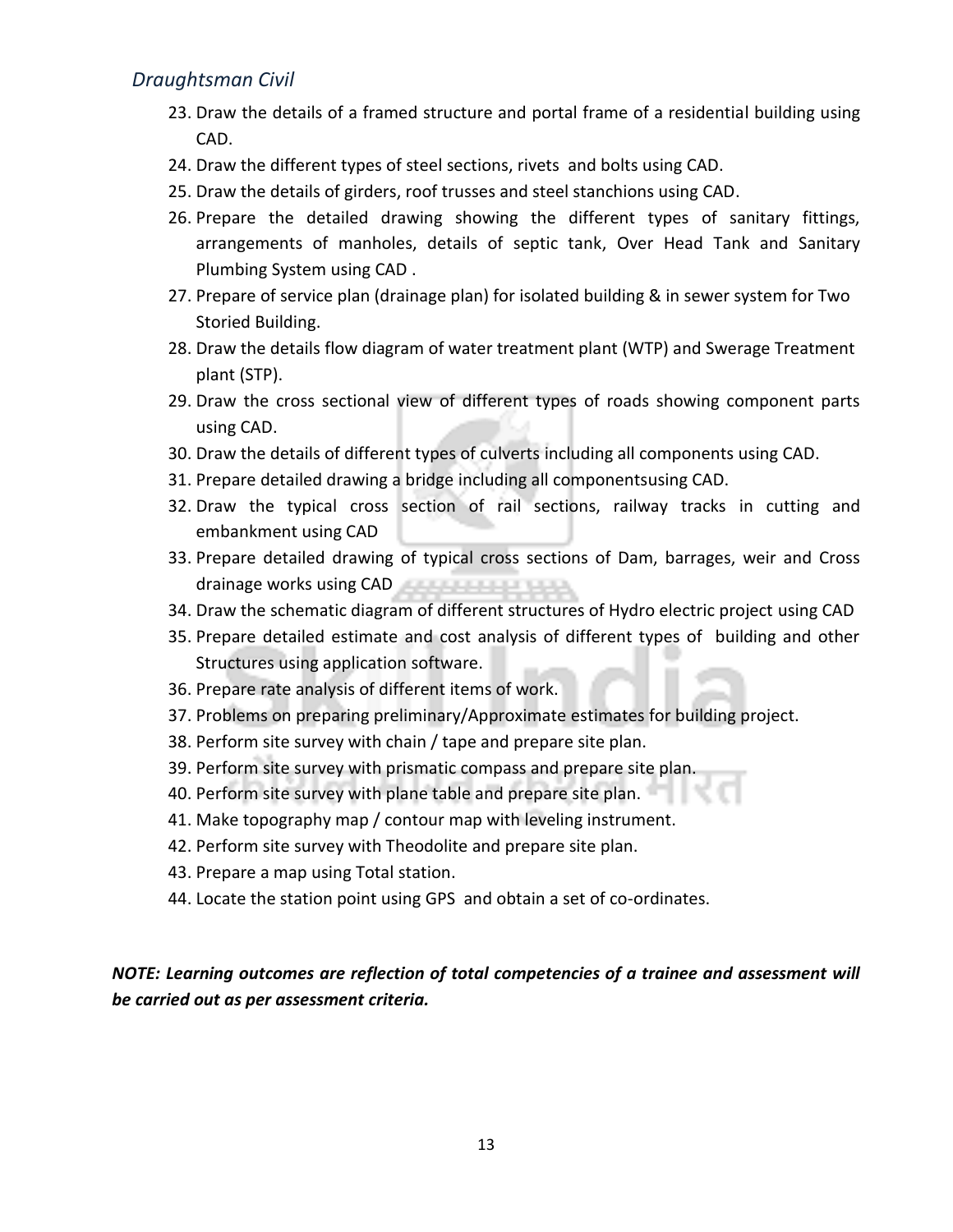23. Draw the details of a framed structure and portal frame of a residential building using CAD.
24. Draw the different types of steel sections, rivets and bolts using CAD.
25. Draw the details of girders, roof trusses and steel stanchions using CAD.
26. Prepare the detailed drawing showing the different types of sanitary fittings, arrangements of manholes, details of septic tank, Over Head Tank and Sanitary Plumbing System using CAD .
27. Prepare of service plan (drainage plan) for isolated building & in sewer system for Two Storied Building.
28. Draw the details flow diagram of water treatment plant (WTP) and Swerage Treatment plant (STP).
29. Draw the cross sectional view of different types of roads showing component parts using CAD.
30. Draw the details of different types of culverts including all components using CAD.
31. Prepare detailed drawing a bridge including all componentsusing CAD.
32. Draw the typical cross section of rail sections, railway tracks in cutting and embankment using CAD
33. Prepare detailed drawing of typical cross sections of Dam, barrages, weir and Cross drainage works using CAD
34. Draw the schematic diagram of different structures of Hydro electric project using CAD
35. Prepare detailed estimate and cost analysis of different types of building and other Structures using application software.
36. Prepare rate analysis of different items of work.
37. Problems on preparing preliminary/Approximate estimates for building project.
38. Perform site survey with chain / tape and prepare site plan.
39. Perform site survey with prismatic compass and prepare site plan.
40. Perform site survey with plane table and prepare site plan.
41. Make topography map / contour map with leveling instrument.
42. Perform site survey with Theodolite and prepare site plan.
43. Prepare a map using Total station.
44. Locate the station point using GPS and obtain a set of co-ordinates.

***NOTE: Learning outcomes are reflection of total competencies of a trainee and assessment will be carried out as per assessment criteria.***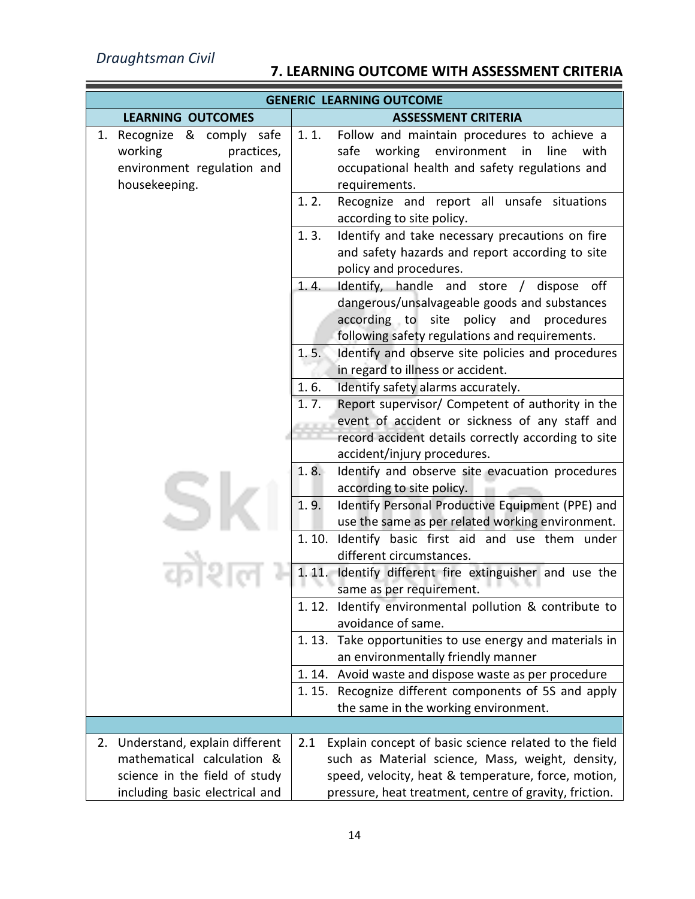## 7. LEARNING OUTCOME WITH ASSESSMENT CRITERIA

| GENERIC LEARNING OUTCOME | |
|---|---|
| **LEARNING OUTCOMES** | **ASSESSMENT CRITERIA** |
| 1. Recognize & comply safe working practices, environment regulation and housekeeping. | 1. 1. Follow and maintain procedures to achieve a safe working environment in line with occupational health and safety regulations and requirements. |
| | 1. 2. Recognize and report all unsafe situations according to site policy. |
| | 1. 3. Identify and take necessary precautions on fire and safety hazards and report according to site policy and procedures. |
| | 1. 4. Identify, handle and store / dispose off dangerous/unsalvageable goods and substances according to site policy and procedures following safety regulations and requirements. |
| | 1. 5. Identify and observe site policies and procedures in regard to illness or accident. |
| | 1. 6. Identify safety alarms accurately. |
| | 1. 7. Report supervisor/ Competent of authority in the event of accident or sickness of any staff and record accident details correctly according to site accident/injury procedures. |
| | 1. 8. Identify and observe site evacuation procedures according to site policy. |
| | 1. 9. Identify Personal Productive Equipment (PPE) and use the same as per related working environment. |
| | 1. 10. Identify basic first aid and use them under different circumstances. |
| | 1. 11. Identify different fire extinguisher and use the same as per requirement. |
| | 1. 12. Identify environmental pollution & contribute to avoidance of same. |
| | 1. 13. Take opportunities to use energy and materials in an environmentally friendly manner |
| | 1. 14. Avoid waste and dispose waste as per procedure |
| | 1. 15. Recognize different components of 5S and apply the same in the working environment. |
| | |
| 2. Understand, explain different mathematical calculation & science in the field of study including basic electrical and | 2.1 Explain concept of basic science related to the field such as Material science, Mass, weight, density, speed, velocity, heat & temperature, force, motion, pressure, heat treatment, centre of gravity, friction. |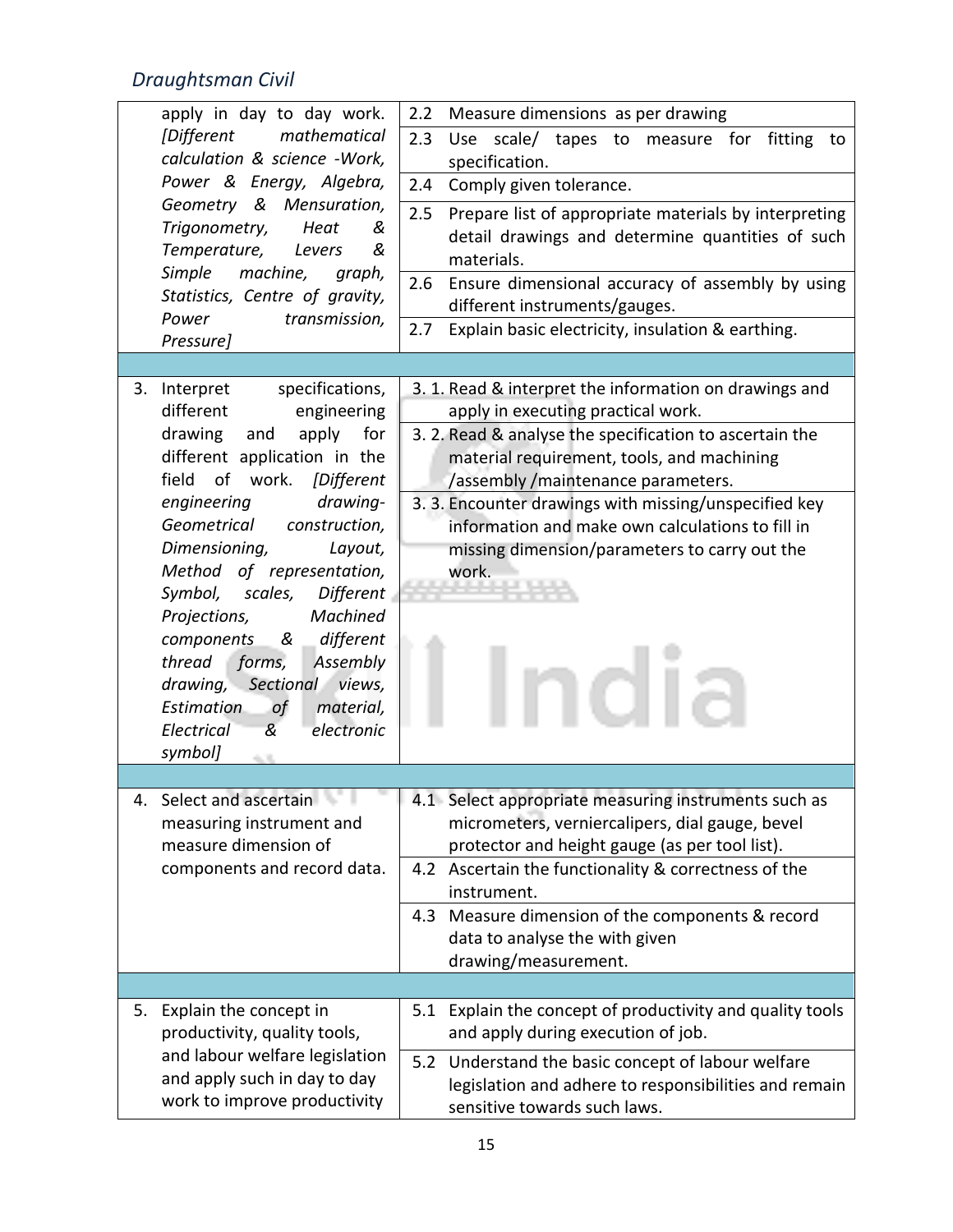| | |
|---|---|
| apply in day to day work. *[Different mathematical calculation & science -Work, Power & Energy, Algebra, Geometry & Mensuration, Trigonometry, Heat & Temperature, Levers & Simple machine, graph, Statistics, Centre of gravity, Power transmission, Pressure]* | 2.2 Measure dimensions as per drawing |
| | 2.3 Use scale/ tapes to measure for fitting to specification. |
| | 2.4 Comply given tolerance. |
| | 2.5 Prepare list of appropriate materials by interpreting detail drawings and determine quantities of such materials. |
| | 2.6 Ensure dimensional accuracy of assembly by using different instruments/gauges. |
| | 2.7 Explain basic electricity, insulation & earthing. |
| | |
| 3. Interpret specifications, different engineering drawing and apply for different application in the field of work. *[Different engineering drawing- Geometrical construction, Dimensioning, Layout, Method of representation, Symbol, scales, Different Projections, Machined components & different thread forms, Assembly drawing, Sectional views, Estimation of material, Electrical & electronic symbol]* | 3. 1. Read & interpret the information on drawings and apply in executing practical work. |
| | 3. 2. Read & analyse the specification to ascertain the material requirement, tools, and machining /assembly /maintenance parameters. |
| | 3. 3. Encounter drawings with missing/unspecified key information and make own calculations to fill in missing dimension/parameters to carry out the work. |
| | |
| 4. Select and ascertain measuring instrument and measure dimension of components and record data. | 4.1 Select appropriate measuring instruments such as micrometers, verniercalipers, dial gauge, bevel protector and height gauge (as per tool list). |
| | 4.2 Ascertain the functionality & correctness of the instrument. |
| | 4.3 Measure dimension of the components & record data to analyse the with given drawing/measurement. |
| | |
| 5. Explain the concept in productivity, quality tools, and labour welfare legislation and apply such in day to day work to improve productivity | 5.1 Explain the concept of productivity and quality tools and apply during execution of job. |
| | 5.2 Understand the basic concept of labour welfare legislation and adhere to responsibilities and remain sensitive towards such laws. |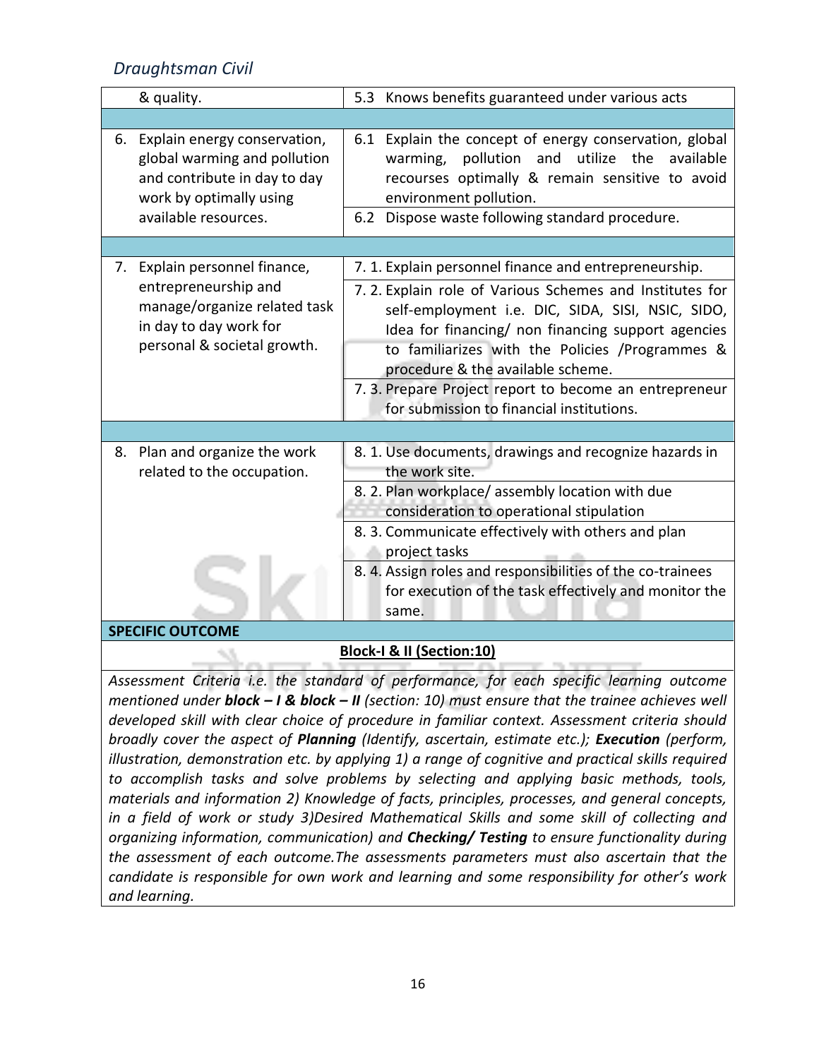| | |
|---|---|
| & quality. | 5.3 Knows benefits guaranteed under various acts |
| | |
| 6. Explain energy conservation, global warming and pollution and contribute in day to day work by optimally using available resources. | 6.1 Explain the concept of energy conservation, global warming, pollution and utilize the available recourses optimally & remain sensitive to avoid environment pollution. |
| | 6.2 Dispose waste following standard procedure. |
| | |
| 7. Explain personnel finance, entrepreneurship and manage/organize related task in day to day work for personal & societal growth. | 7. 1. Explain personnel finance and entrepreneurship. |
| | 7. 2. Explain role of Various Schemes and Institutes for self-employment i.e. DIC, SIDA, SISI, NSIC, SIDO, Idea for financing/ non financing support agencies to familiarizes with the Policies /Programmes & procedure & the available scheme. |
| | 7. 3. Prepare Project report to become an entrepreneur for submission to financial institutions. |
| | |
| 8. Plan and organize the work related to the occupation. | 8. 1. Use documents, drawings and recognize hazards in the work site. |
| | 8. 2. Plan workplace/ assembly location with due consideration to operational stipulation |
| | 8. 3. Communicate effectively with others and plan project tasks |
| | 8. 4. Assign roles and responsibilities of the co-trainees for execution of the task effectively and monitor the same. |

**SPECIFIC OUTCOME**

**Block-I & II (Section:10)**

*Assessment Criteria i.e. the standard of performance, for each specific learning outcome mentioned under* ***block – I & block – II*** *(section: 10) must ensure that the trainee achieves well developed skill with clear choice of procedure in familiar context. Assessment criteria should broadly cover the aspect of* ***Planning*** *(Identify, ascertain, estimate etc.);* ***Execution*** *(perform, illustration, demonstration etc. by applying 1) a range of cognitive and practical skills required to accomplish tasks and solve problems by selecting and applying basic methods, tools, materials and information 2) Knowledge of facts, principles, processes, and general concepts, in a field of work or study 3)Desired Mathematical Skills and some skill of collecting and organizing information, communication) and* ***Checking/ Testing*** *to ensure functionality during the assessment of each outcome.The assessments parameters must also ascertain that the candidate is responsible for own work and learning and some responsibility for other's work and learning.*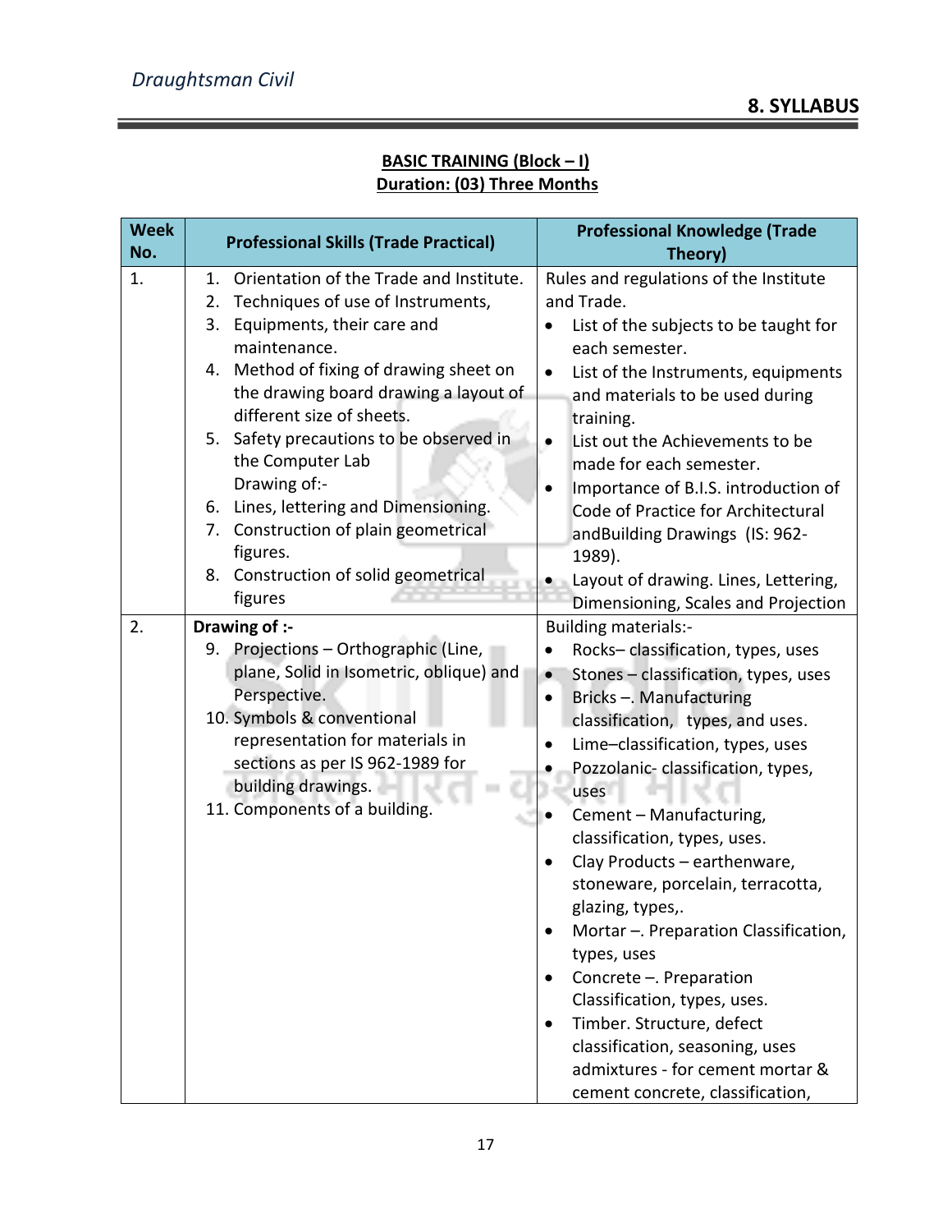## 8. SYLLABUS

**BASIC TRAINING (Block – I)**
**Duration: (03) Three Months**

| Week No. | Professional Skills (Trade Practical) | Professional Knowledge (Trade Theory) |
|---|---|---|
| 1. | 1. Orientation of the Trade and Institute.<br>2. Techniques of use of Instruments,<br>3. Equipments, their care and maintenance.<br>4. Method of fixing of drawing sheet on the drawing board drawing a layout of different size of sheets.<br>5. Safety precautions to be observed in the Computer Lab<br>Drawing of:-<br>6. Lines, lettering and Dimensioning.<br>7. Construction of plain geometrical figures.<br>8. Construction of solid geometrical figures | Rules and regulations of the Institute and Trade.<br>• List of the subjects to be taught for each semester.<br>• List of the Instruments, equipments and materials to be used during training.<br>• List out the Achievements to be made for each semester.<br>• Importance of B.I.S. introduction of Code of Practice for Architectural andBuilding Drawings (IS: 962-1989).<br>• Layout of drawing. Lines, Lettering, Dimensioning, Scales and Projection |
| 2. | **Drawing of :-**<br>9. Projections – Orthographic (Line, plane, Solid in Isometric, oblique) and Perspective.<br>10. Symbols & conventional representation for materials in sections as per IS 962-1989 for building drawings.<br>11. Components of a building. | Building materials:-<br>• Rocks– classification, types, uses<br>• Stones – classification, types, uses<br>• Bricks –. Manufacturing classification, types, and uses.<br>• Lime–classification, types, uses<br>• Pozzolanic- classification, types, uses<br>• Cement – Manufacturing, classification, types, uses.<br>• Clay Products – earthenware, stoneware, porcelain, terracotta, glazing, types,.<br>• Mortar –. Preparation Classification, types, uses<br>• Concrete –. Preparation Classification, types, uses.<br>• Timber. Structure, defect classification, seasoning, uses admixtures - for cement mortar & cement concrete, classification, |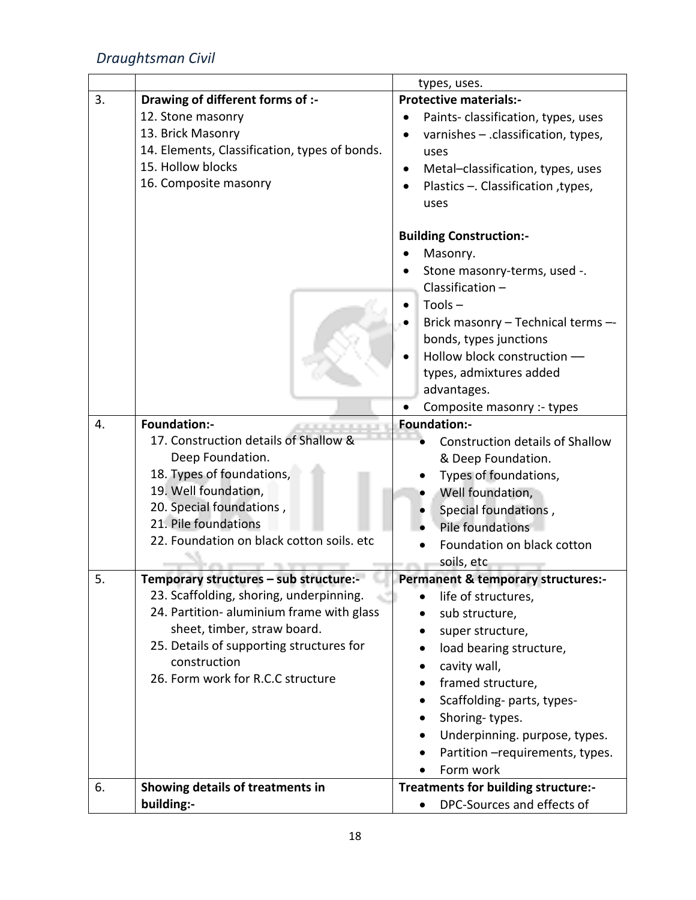| | | |
|---|---|---|
| | | types, uses. |
| 3. | **Drawing of different forms of :-**<br>12. Stone masonry<br>13. Brick Masonry<br>14. Elements, Classification, types of bonds.<br>15. Hollow blocks<br>16. Composite masonry | **Protective materials:-**<br>• Paints- classification, types, uses<br>• varnishes – .classification, types, uses<br>• Metal–classification, types, uses<br>• Plastics –. Classification ,types, uses<br><br>**Building Construction:-**<br>• Masonry.<br>• Stone masonry-terms, used -. Classification –<br>• Tools –<br>• Brick masonry – Technical terms –- bonds, types junctions<br>• Hollow block construction — types, admixtures added advantages.<br>• Composite masonry :- types |
| 4. | **Foundation:-**<br>17. Construction details of Shallow & Deep Foundation.<br>18. Types of foundations,<br>19. Well foundation,<br>20. Special foundations ,<br>21. Pile foundations<br>22. Foundation on black cotton soils. etc | **Foundation:-**<br>• Construction details of Shallow & Deep Foundation.<br>• Types of foundations,<br>• Well foundation,<br>• Special foundations ,<br>• Pile foundations<br>• Foundation on black cotton soils, etc |
| 5. | **Temporary structures – sub structure:-**<br>23. Scaffolding, shoring, underpinning.<br>24. Partition- aluminium frame with glass sheet, timber, straw board.<br>25. Details of supporting structures for construction<br>26. Form work for R.C.C structure | **Permanent & temporary structures:-**<br>• life of structures,<br>• sub structure,<br>• super structure,<br>• load bearing structure,<br>• cavity wall,<br>• framed structure,<br>• Scaffolding- parts, types-<br>• Shoring- types.<br>• Underpinning. purpose, types.<br>• Partition –requirements, types.<br>• Form work |
| 6. | **Showing details of treatments in building:-** | **Treatments for building structure:-**<br>• DPC-Sources and effects of |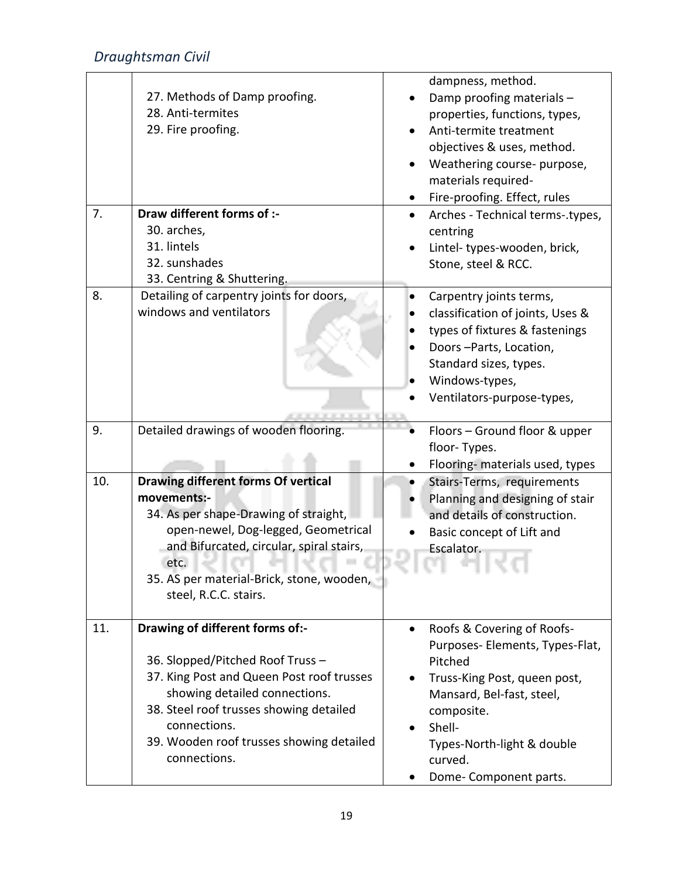| | | |
|---|---|---|
| | 27. Methods of Damp proofing.<br>28. Anti-termites<br>29. Fire proofing. | dampness, method.<br>• Damp proofing materials – properties, functions, types,<br>• Anti-termite treatment objectives & uses, method.<br>• Weathering course- purpose, materials required-<br>• Fire-proofing. Effect, rules |
| 7. | **Draw different forms of :-**<br>30. arches,<br>31. lintels<br>32. sunshades<br>33. Centring & Shuttering. | • Arches - Technical terms-.types, centring<br>• Lintel- types-wooden, brick, Stone, steel & RCC. |
| 8. | Detailing of carpentry joints for doors, windows and ventilators | • Carpentry joints terms,<br>• classification of joints, Uses &<br>• types of fixtures & fastenings<br>• Doors –Parts, Location, Standard sizes, types.<br>• Windows-types,<br>• Ventilators-purpose-types, |
| 9. | Detailed drawings of wooden flooring. | • Floors – Ground floor & upper floor- Types.<br>• Flooring- materials used, types |
| 10. | **Drawing different forms Of vertical movements:-**<br>34. As per shape-Drawing of straight, open-newel, Dog-legged, Geometrical and Bifurcated, circular, spiral stairs, etc.<br>35. AS per material-Brick, stone, wooden, steel, R.C.C. stairs. | • Stairs-Terms, requirements<br>• Planning and designing of stair and details of construction.<br>• Basic concept of Lift and Escalator. |
| 11. | **Drawing of different forms of:-**<br>36. Slopped/Pitched Roof Truss –<br>37. King Post and Queen Post roof trusses showing detailed connections.<br>38. Steel roof trusses showing detailed connections.<br>39. Wooden roof trusses showing detailed connections. | • Roofs & Covering of Roofs- Purposes- Elements, Types-Flat, Pitched<br>• Truss-King Post, queen post, Mansard, Bel-fast, steel, composite.<br>• Shell- Types-North-light & double curved.<br>• Dome- Component parts. |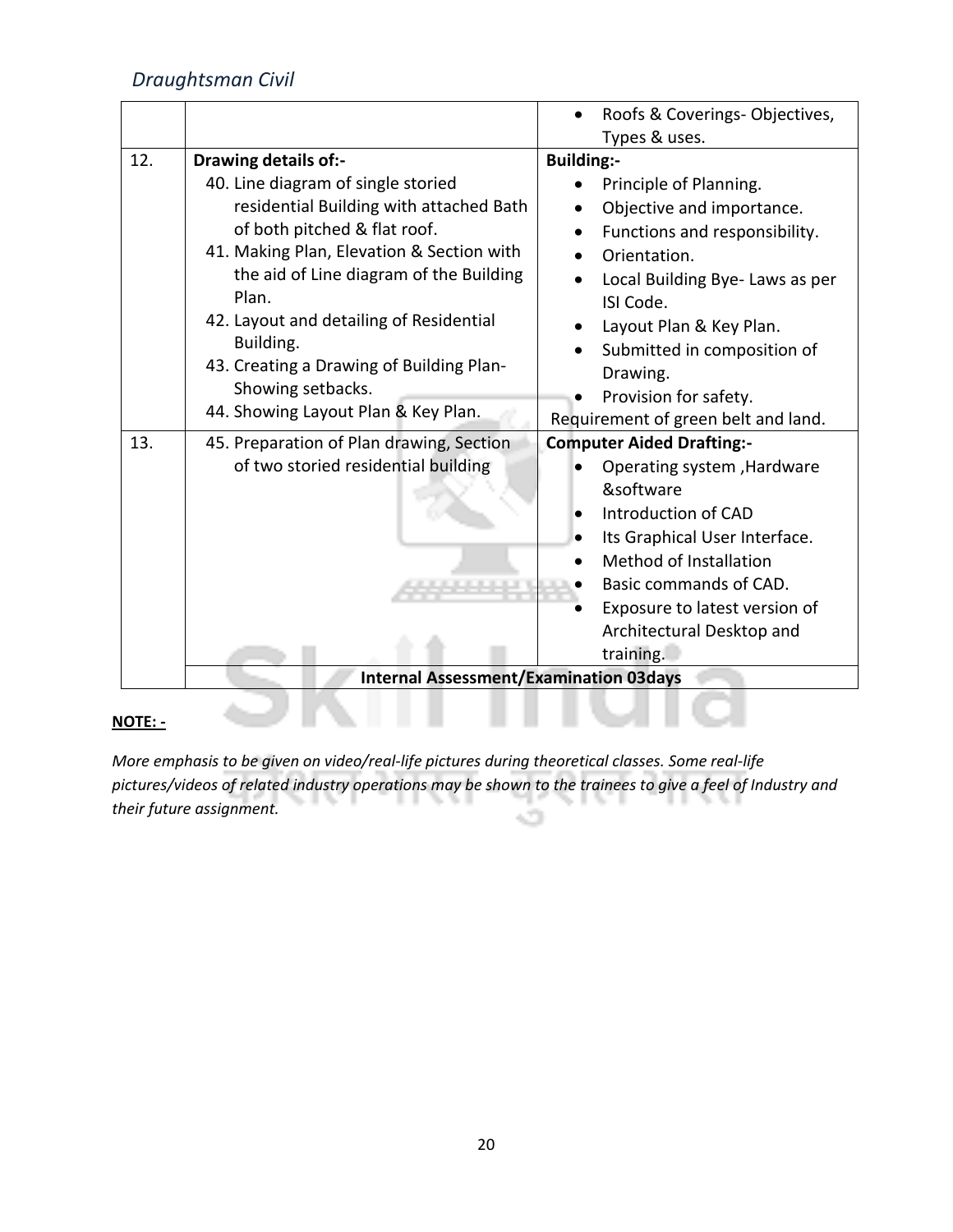| | | |
|---|---|---|
| | | • Roofs & Coverings- Objectives, Types & uses. |
| 12. | **Drawing details of:-**<br>40. Line diagram of single storied residential Building with attached Bath of both pitched & flat roof.<br>41. Making Plan, Elevation & Section with the aid of Line diagram of the Building Plan.<br>42. Layout and detailing of Residential Building.<br>43. Creating a Drawing of Building Plan- Showing setbacks.<br>44. Showing Layout Plan & Key Plan. | **Building:-**<br>• Principle of Planning.<br>• Objective and importance.<br>• Functions and responsibility.<br>• Orientation.<br>• Local Building Bye- Laws as per ISI Code.<br>• Layout Plan & Key Plan.<br>• Submitted in composition of Drawing.<br>• Provision for safety.<br>Requirement of green belt and land. |
| 13. | 45. Preparation of Plan drawing, Section of two storied residential building | **Computer Aided Drafting:-**<br>• Operating system ,Hardware &software<br>• Introduction of CAD<br>• Its Graphical User Interface.<br>• Method of Installation<br>• Basic commands of CAD.<br>• Exposure to latest version of Architectural Desktop and training. |
| | **Internal Assessment/Examination 03days** | |

**NOTE: -**

*More emphasis to be given on video/real-life pictures during theoretical classes. Some real-life pictures/videos of related industry operations may be shown to the trainees to give a feel of Industry and their future assignment.*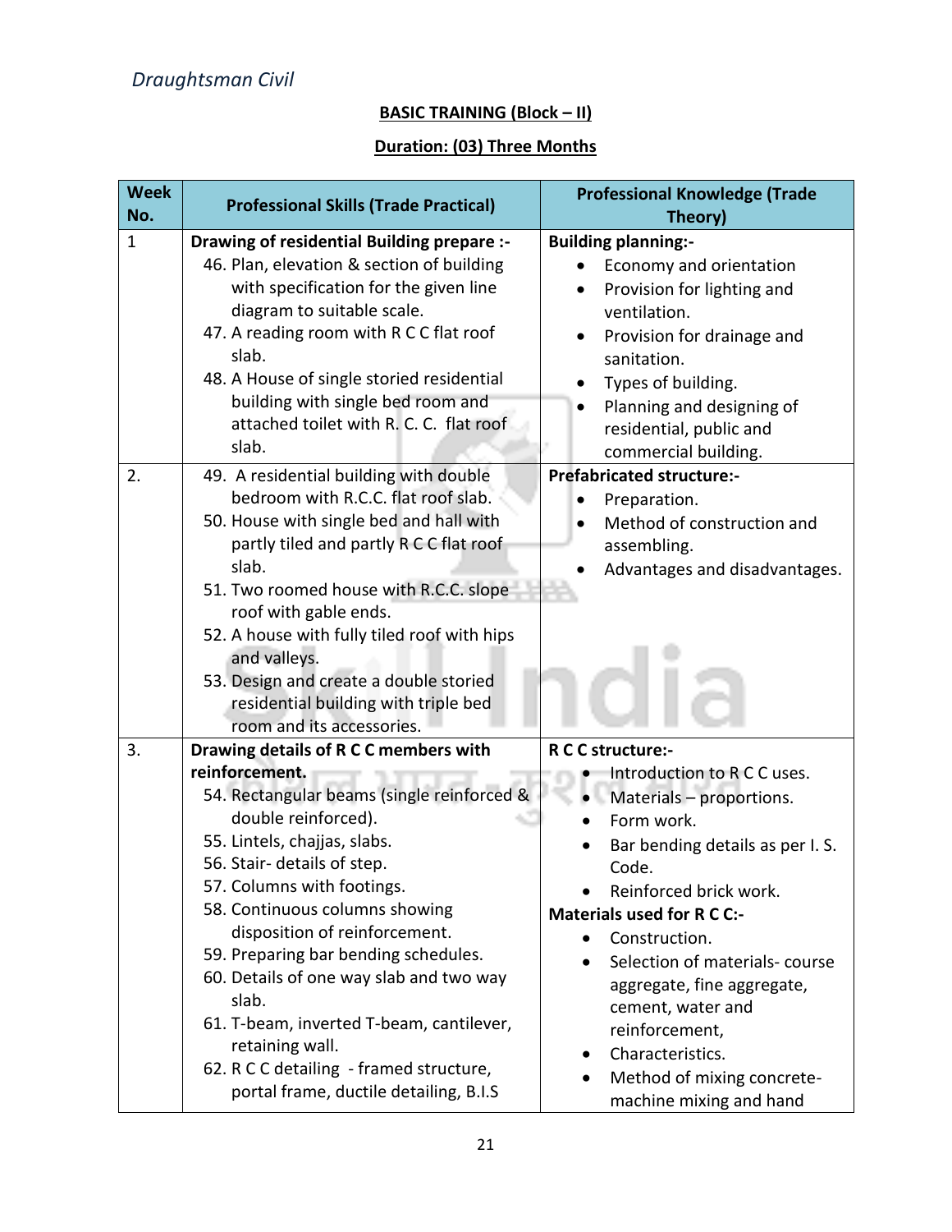*Draughtsman Civil*

## BASIC TRAINING (Block – II)

## Duration: (03) Three Months

| Week No. | Professional Skills (Trade Practical) | Professional Knowledge (Trade Theory) |
|---|---|---|
| 1 | **Drawing of residential Building prepare :-**<br>46. Plan, elevation & section of building with specification for the given line diagram to suitable scale.<br>47. A reading room with R C C flat roof slab.<br>48. A House of single storied residential building with single bed room and attached toilet with R. C. C. flat roof slab. | **Building planning:-**<br>• Economy and orientation<br>• Provision for lighting and ventilation.<br>• Provision for drainage and sanitation.<br>• Types of building.<br>• Planning and designing of residential, public and commercial building. |
| 2. | 49. A residential building with double bedroom with R.C.C. flat roof slab.<br>50. House with single bed and hall with partly tiled and partly R C C flat roof slab.<br>51. Two roomed house with R.C.C. slope roof with gable ends.<br>52. A house with fully tiled roof with hips and valleys.<br>53. Design and create a double storied residential building with triple bed room and its accessories. | **Prefabricated structure:-**<br>• Preparation.<br>• Method of construction and assembling.<br>• Advantages and disadvantages. |
| 3. | **Drawing details of R C C members with reinforcement.**<br>54. Rectangular beams (single reinforced & double reinforced).<br>55. Lintels, chajjas, slabs.<br>56. Stair- details of step.<br>57. Columns with footings.<br>58. Continuous columns showing disposition of reinforcement.<br>59. Preparing bar bending schedules.<br>60. Details of one way slab and two way slab.<br>61. T-beam, inverted T-beam, cantilever, retaining wall.<br>62. R C C detailing - framed structure, portal frame, ductile detailing, B.I.S | **R C C structure:-**<br>• Introduction to R C C uses.<br>• Materials – proportions.<br>• Form work.<br>• Bar bending details as per I. S. Code.<br>• Reinforced brick work.<br>**Materials used for R C C:-**<br>• Construction.<br>• Selection of materials- course aggregate, fine aggregate, cement, water and reinforcement,<br>• Characteristics.<br>• Method of mixing concrete- machine mixing and hand |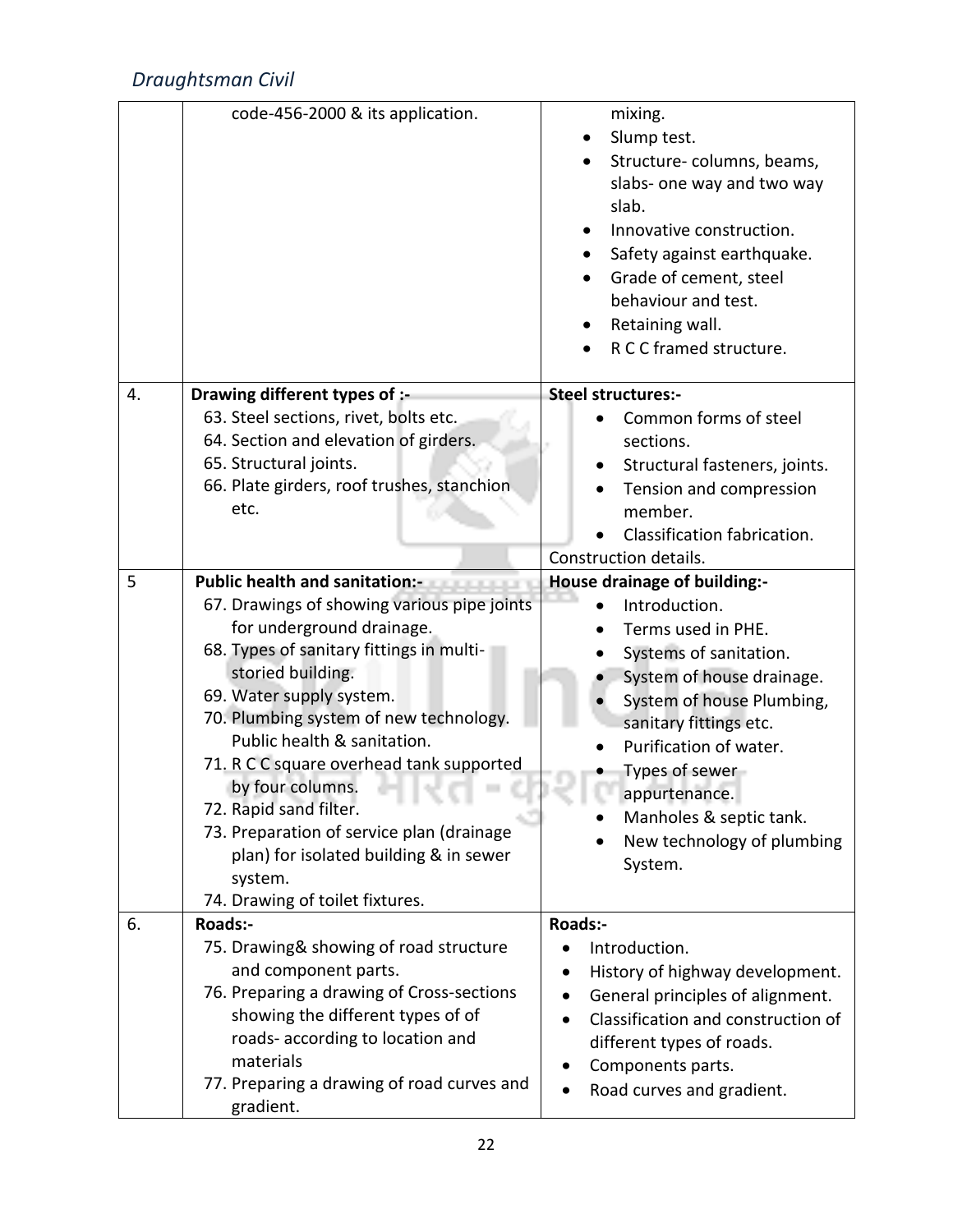| | | |
|---|---|---|
| | code-456-2000 & its application. | mixing.<br>• Slump test.<br>• Structure- columns, beams, slabs- one way and two way slab.<br>• Innovative construction.<br>• Safety against earthquake.<br>• Grade of cement, steel behaviour and test.<br>• Retaining wall.<br>• R C C framed structure. |
| 4. | **Drawing different types of :-**<br>63. Steel sections, rivet, bolts etc.<br>64. Section and elevation of girders.<br>65. Structural joints.<br>66. Plate girders, roof trushes, stanchion etc. | **Steel structures:-**<br>• Common forms of steel sections.<br>• Structural fasteners, joints.<br>• Tension and compression member.<br>• Classification fabrication.<br>Construction details. |
| 5 | **Public health and sanitation:-**<br>67. Drawings of showing various pipe joints for underground drainage.<br>68. Types of sanitary fittings in multi-storied building.<br>69. Water supply system.<br>70. Plumbing system of new technology. Public health & sanitation.<br>71. R C C square overhead tank supported by four columns.<br>72. Rapid sand filter.<br>73. Preparation of service plan (drainage plan) for isolated building & in sewer system.<br>74. Drawing of toilet fixtures. | **House drainage of building:-**<br>• Introduction.<br>• Terms used in PHE.<br>• Systems of sanitation.<br>• System of house drainage.<br>• System of house Plumbing, sanitary fittings etc.<br>• Purification of water.<br>• Types of sewer appurtenance.<br>• Manholes & septic tank.<br>• New technology of plumbing System. |
| 6. | **Roads:-**<br>75. Drawing& showing of road structure and component parts.<br>76. Preparing a drawing of Cross-sections showing the different types of of roads- according to location and materials<br>77. Preparing a drawing of road curves and gradient. | **Roads:-**<br>• Introduction.<br>• History of highway development.<br>• General principles of alignment.<br>• Classification and construction of different types of roads.<br>• Components parts.<br>• Road curves and gradient. |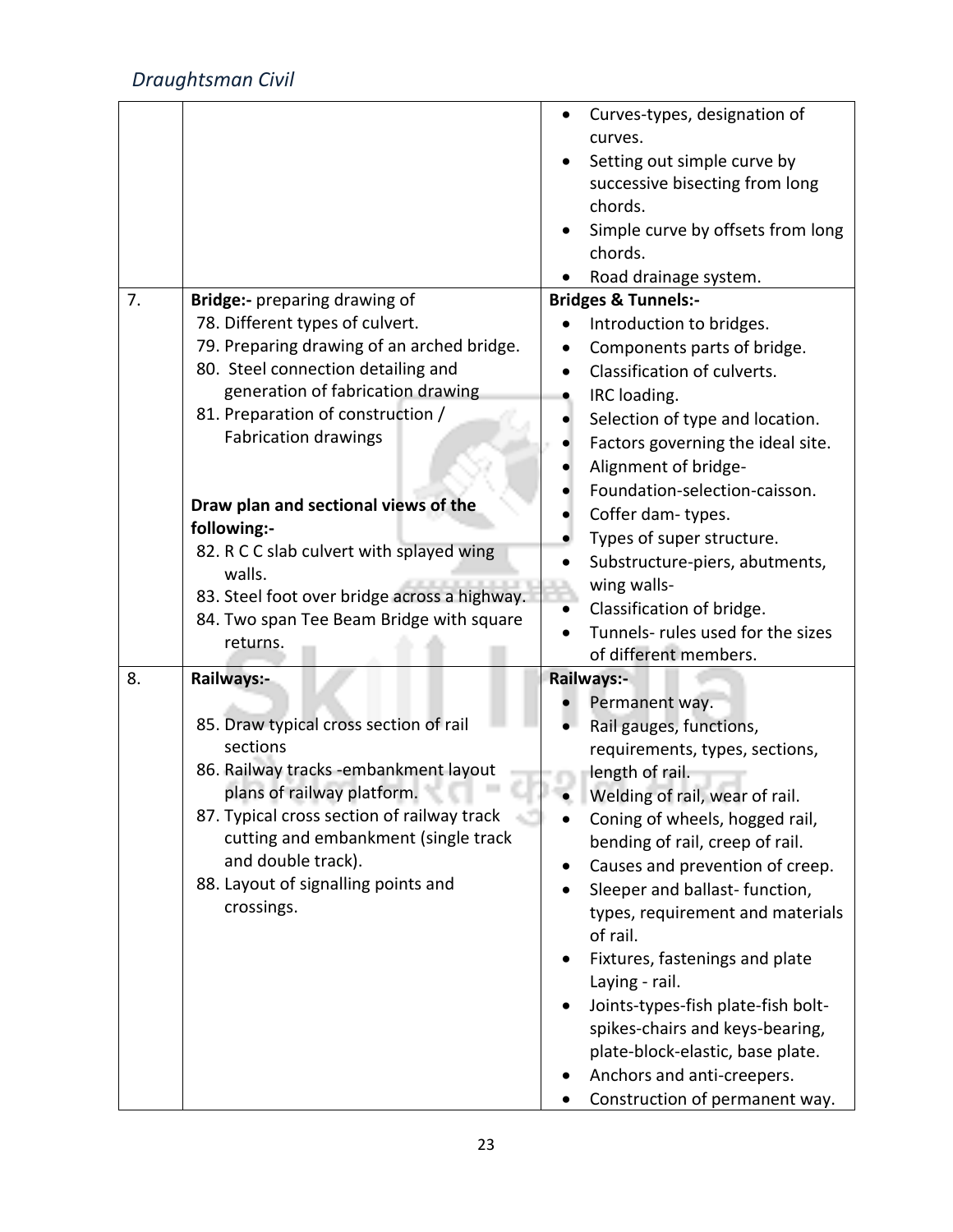| | | |
|---|---|---|
| | | • Curves-types, designation of curves.<br>• Setting out simple curve by successive bisecting from long chords.<br>• Simple curve by offsets from long chords.<br>• Road drainage system. |
| 7. | **Bridge:-** preparing drawing of<br>78. Different types of culvert.<br>79. Preparing drawing of an arched bridge.<br>80. Steel connection detailing and generation of fabrication drawing<br>81. Preparation of construction / Fabrication drawings<br><br>**Draw plan and sectional views of the following:-**<br>82. R C C slab culvert with splayed wing walls.<br>83. Steel foot over bridge across a highway.<br>84. Two span Tee Beam Bridge with square returns. | **Bridges & Tunnels:-**<br>• Introduction to bridges.<br>• Components parts of bridge.<br>• Classification of culverts.<br>• IRC loading.<br>• Selection of type and location.<br>• Factors governing the ideal site.<br>• Alignment of bridge-<br>• Foundation-selection-caisson.<br>• Coffer dam- types.<br>• Types of super structure.<br>• Substructure-piers, abutments, wing walls-<br>• Classification of bridge.<br>• Tunnels- rules used for the sizes of different members. |
| 8. | **Railways:-**<br><br>85. Draw typical cross section of rail sections<br>86. Railway tracks -embankment layout plans of railway platform.<br>87. Typical cross section of railway track cutting and embankment (single track and double track).<br>88. Layout of signalling points and crossings. | **Railways:-**<br>• Permanent way.<br>• Rail gauges, functions, requirements, types, sections, length of rail.<br>• Welding of rail, wear of rail.<br>• Coning of wheels, hogged rail, bending of rail, creep of rail.<br>• Causes and prevention of creep.<br>• Sleeper and ballast- function, types, requirement and materials of rail.<br>• Fixtures, fastenings and plate Laying - rail.<br>• Joints-types-fish plate-fish bolt-spikes-chairs and keys-bearing, plate-block-elastic, base plate.<br>• Anchors and anti-creepers.<br>• Construction of permanent way. |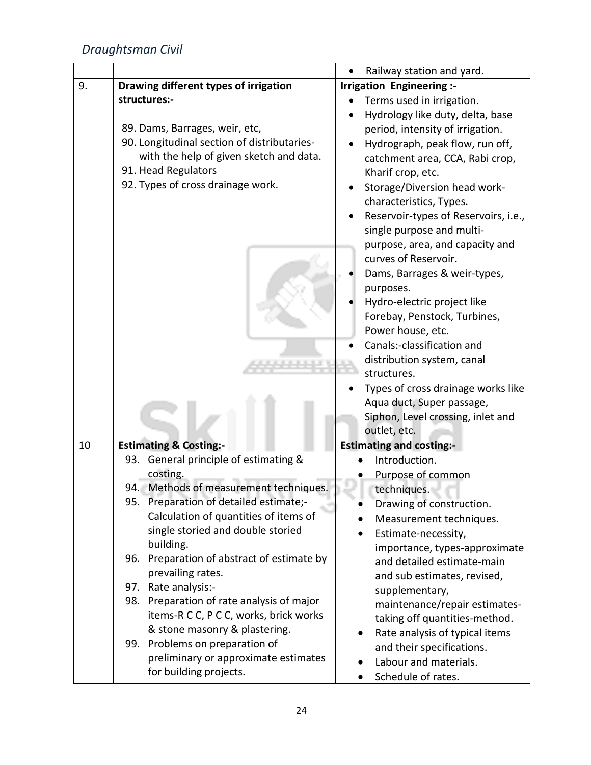| | | |
|---|---|---|
| | | • Railway station and yard. |
| 9. | **Drawing different types of irrigation structures:-**<br><br>89. Dams, Barrages, weir, etc,<br>90. Longitudinal section of distributaries- with the help of given sketch and data.<br>91. Head Regulators<br>92. Types of cross drainage work. | **Irrigation Engineering :-**<br>• Terms used in irrigation.<br>• Hydrology like duty, delta, base period, intensity of irrigation.<br>• Hydrograph, peak flow, run off, catchment area, CCA, Rabi crop, Kharif crop, etc.<br>• Storage/Diversion head work- characteristics, Types.<br>• Reservoir-types of Reservoirs, i.e., single purpose and multi-purpose, area, and capacity and curves of Reservoir.<br>• Dams, Barrages & weir-types, purposes.<br>• Hydro-electric project like Forebay, Penstock, Turbines, Power house, etc.<br>• Canals:-classification and distribution system, canal structures.<br>• Types of cross drainage works like Aqua duct, Super passage, Siphon, Level crossing, inlet and outlet, etc. |
| 10 | **Estimating & Costing:-**<br>93. General principle of estimating & costing.<br>94. Methods of measurement techniques.<br>95. Preparation of detailed estimate;- Calculation of quantities of items of single storied and double storied building.<br>96. Preparation of abstract of estimate by prevailing rates.<br>97. Rate analysis:-<br>98. Preparation of rate analysis of major items-R C C, P C C, works, brick works & stone masonry & plastering.<br>99. Problems on preparation of preliminary or approximate estimates for building projects. | **Estimating and costing:-**<br>• Introduction.<br>• Purpose of common techniques.<br>• Drawing of construction.<br>• Measurement techniques.<br>• Estimate-necessity, importance, types-approximate and detailed estimate-main and sub estimates, revised, supplementary, maintenance/repair estimates- taking off quantities-method.<br>• Rate analysis of typical items and their specifications.<br>• Labour and materials.<br>• Schedule of rates. |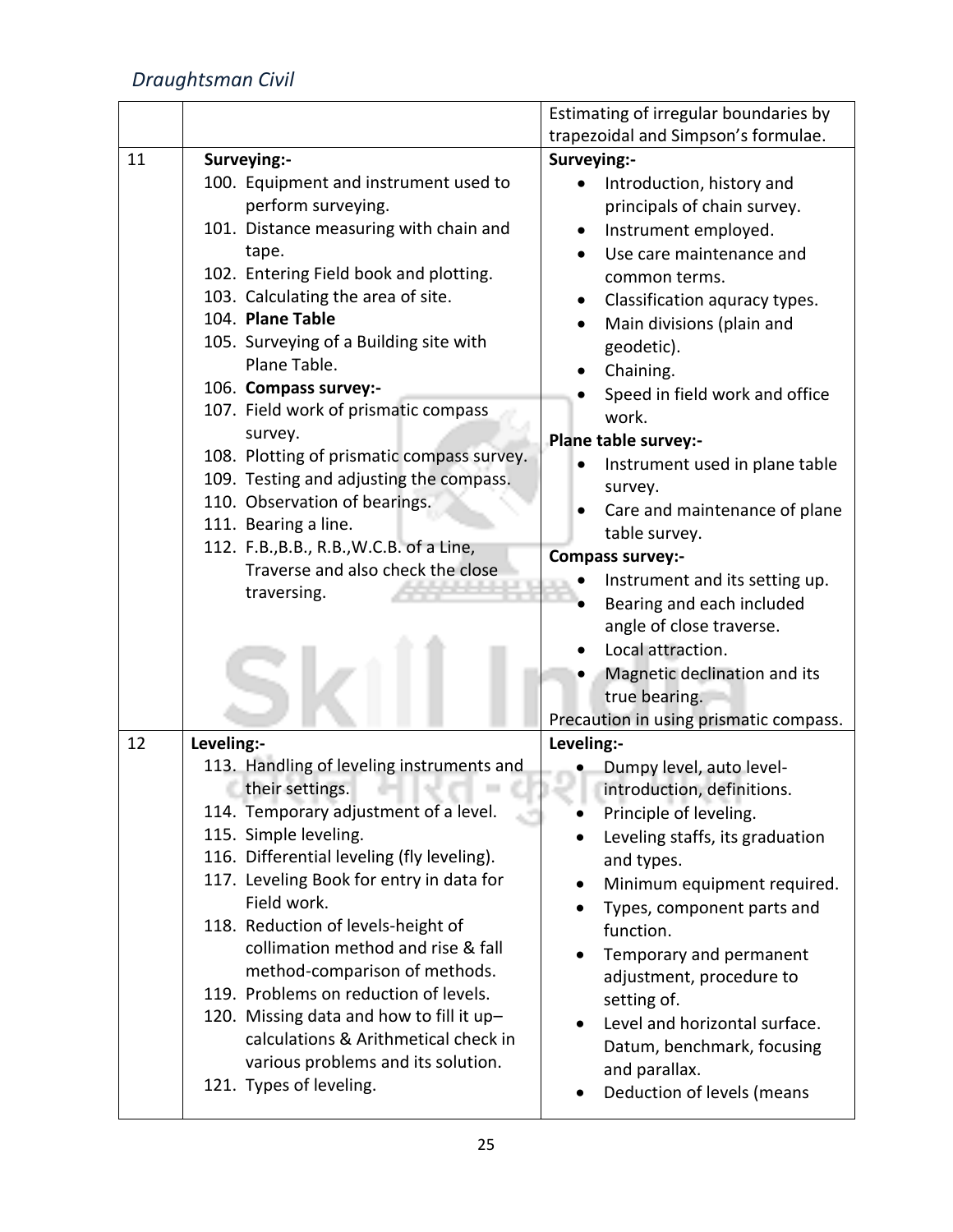| | | |
|---|---|---|
| | | Estimating of irregular boundaries by trapezoidal and Simpson's formulae. |
| 11 | **Surveying:-**<br>100. Equipment and instrument used to perform surveying.<br>101. Distance measuring with chain and tape.<br>102. Entering Field book and plotting.<br>103. Calculating the area of site.<br>104. **Plane Table**<br>105. Surveying of a Building site with Plane Table.<br>106. **Compass survey:-**<br>107. Field work of prismatic compass survey.<br>108. Plotting of prismatic compass survey.<br>109. Testing and adjusting the compass.<br>110. Observation of bearings.<br>111. Bearing a line.<br>112. F.B.,B.B., R.B.,W.C.B. of a Line, Traverse and also check the close traversing. | **Surveying:-**<br>• Introduction, history and principals of chain survey.<br>• Instrument employed.<br>• Use care maintenance and common terms.<br>• Classification aquracy types.<br>• Main divisions (plain and geodetic).<br>• Chaining.<br>• Speed in field work and office work.<br>**Plane table survey:-**<br>• Instrument used in plane table survey.<br>• Care and maintenance of plane table survey.<br>**Compass survey:-**<br>• Instrument and its setting up.<br>• Bearing and each included angle of close traverse.<br>• Local attraction.<br>• Magnetic declination and its true bearing.<br>Precaution in using prismatic compass. |
| 12 | **Leveling:-**<br>113. Handling of leveling instruments and their settings.<br>114. Temporary adjustment of a level.<br>115. Simple leveling.<br>116. Differential leveling (fly leveling).<br>117. Leveling Book for entry in data for Field work.<br>118. Reduction of levels-height of collimation method and rise & fall method-comparison of methods.<br>119. Problems on reduction of levels.<br>120. Missing data and how to fill it up–calculations & Arithmetical check in various problems and its solution.<br>121. Types of leveling. | **Leveling:-**<br>• Dumpy level, auto level-introduction, definitions.<br>• Principle of leveling.<br>• Leveling staffs, its graduation and types.<br>• Minimum equipment required.<br>• Types, component parts and function.<br>• Temporary and permanent adjustment, procedure to setting of.<br>• Level and horizontal surface. Datum, benchmark, focusing and parallax.<br>• Deduction of levels (means |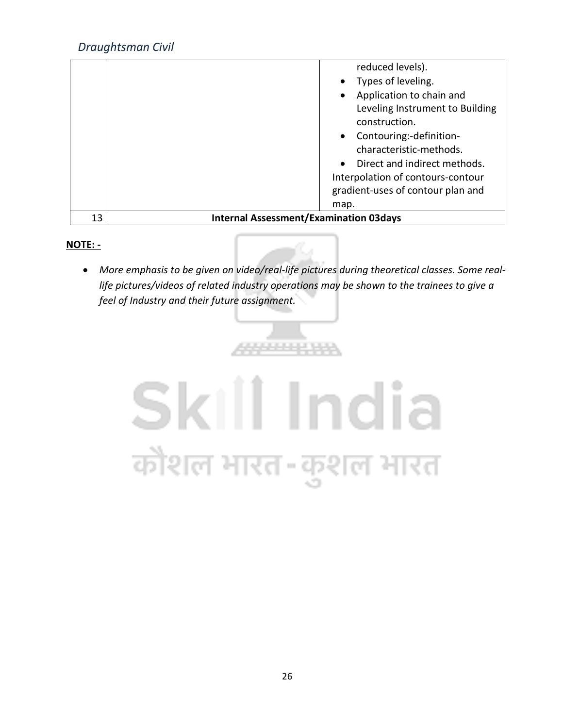| | | |
|---|---|---|
| | | reduced levels).<br>• Types of leveling.<br>• Application to chain and Leveling Instrument to Building construction.<br>• Contouring:-definition-characteristic-methods.<br>• Direct and indirect methods.<br>Interpolation of contours-contour gradient-uses of contour plan and map. |
| 13 | **Internal Assessment/Examination 03days** | |

**NOTE: -**

- *More emphasis to be given on video/real-life pictures during theoretical classes. Some real-life pictures/videos of related industry operations may be shown to the trainees to give a feel of Industry and their future assignment.*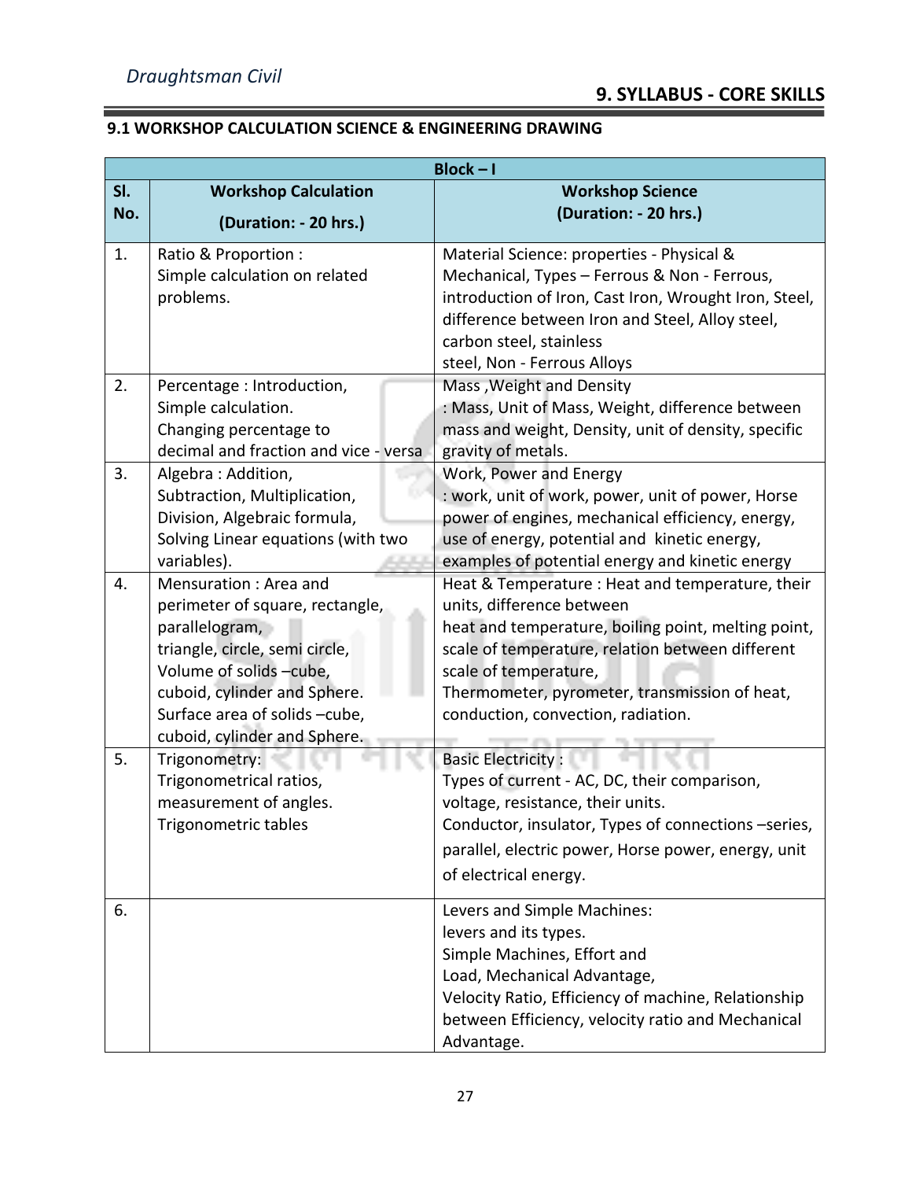## 9.1 WORKSHOP CALCULATION SCIENCE & ENGINEERING DRAWING

| Block – I | | |
|---|---|---|
| **Sl. No.** | **Workshop Calculation (Duration: - 20 hrs.)** | **Workshop Science (Duration: - 20 hrs.)** |
| 1. | Ratio & Proportion : Simple calculation on related problems. | Material Science: properties - Physical & Mechanical, Types – Ferrous & Non - Ferrous, introduction of Iron, Cast Iron, Wrought Iron, Steel, difference between Iron and Steel, Alloy steel, carbon steel, stainless steel, Non - Ferrous Alloys |
| 2. | Percentage : Introduction, Simple calculation. Changing percentage to decimal and fraction and vice - versa | Mass ,Weight and Density : Mass, Unit of Mass, Weight, difference between mass and weight, Density, unit of density, specific gravity of metals. |
| 3. | Algebra : Addition, Subtraction, Multiplication, Division, Algebraic formula, Solving Linear equations (with two variables). | Work, Power and Energy : work, unit of work, power, unit of power, Horse power of engines, mechanical efficiency, energy, use of energy, potential and kinetic energy, examples of potential energy and kinetic energy |
| 4. | Mensuration : Area and perimeter of square, rectangle, parallelogram, triangle, circle, semi circle, Volume of solids –cube, cuboid, cylinder and Sphere. Surface area of solids –cube, cuboid, cylinder and Sphere. | Heat & Temperature : Heat and temperature, their units, difference between heat and temperature, boiling point, melting point, scale of temperature, relation between different scale of temperature, Thermometer, pyrometer, transmission of heat, conduction, convection, radiation. |
| 5. | Trigonometry: Trigonometrical ratios, measurement of angles. Trigonometric tables | Basic Electricity : Types of current - AC, DC, their comparison, voltage, resistance, their units. Conductor, insulator, Types of connections –series, parallel, electric power, Horse power, energy, unit of electrical energy. |
| 6. | | Levers and Simple Machines: levers and its types. Simple Machines, Effort and Load, Mechanical Advantage, Velocity Ratio, Efficiency of machine, Relationship between Efficiency, velocity ratio and Mechanical Advantage. |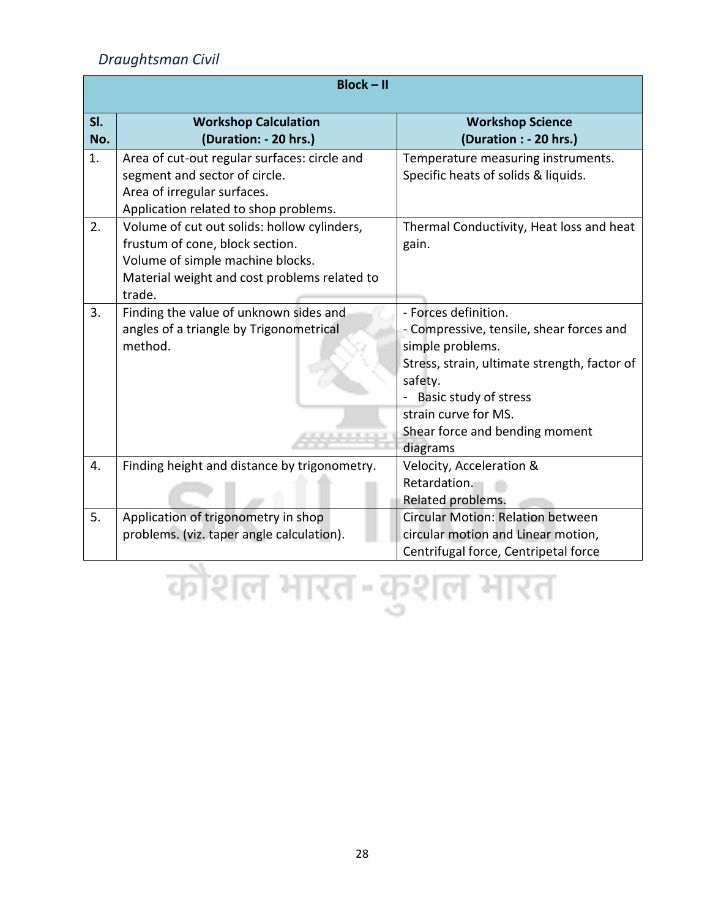*Draughtsman Civil*

| Block – II | | |
|---|---|---|
| **Sl. No.** | **Workshop Calculation (Duration: - 20 hrs.)** | **Workshop Science (Duration : - 20 hrs.)** |
| 1. | Area of cut-out regular surfaces: circle and segment and sector of circle.<br>Area of irregular surfaces.<br>Application related to shop problems. | Temperature measuring instruments.<br>Specific heats of solids & liquids. |
| 2. | Volume of cut out solids: hollow cylinders, frustum of cone, block section.<br>Volume of simple machine blocks.<br>Material weight and cost problems related to trade. | Thermal Conductivity, Heat loss and heat gain. |
| 3. | Finding the value of unknown sides and angles of a triangle by Trigonometrical method. | - Forces definition.<br>- Compressive, tensile, shear forces and simple problems.<br>Stress, strain, ultimate strength, factor of safety.<br>- Basic study of stress strain curve for MS.<br>Shear force and bending moment diagrams |
| 4. | Finding height and distance by trigonometry. | Velocity, Acceleration & Retardation.<br>Related problems. |
| 5. | Application of trigonometry in shop problems. (viz. taper angle calculation). | Circular Motion: Relation between circular motion and Linear motion, Centrifugal force, Centripetal force |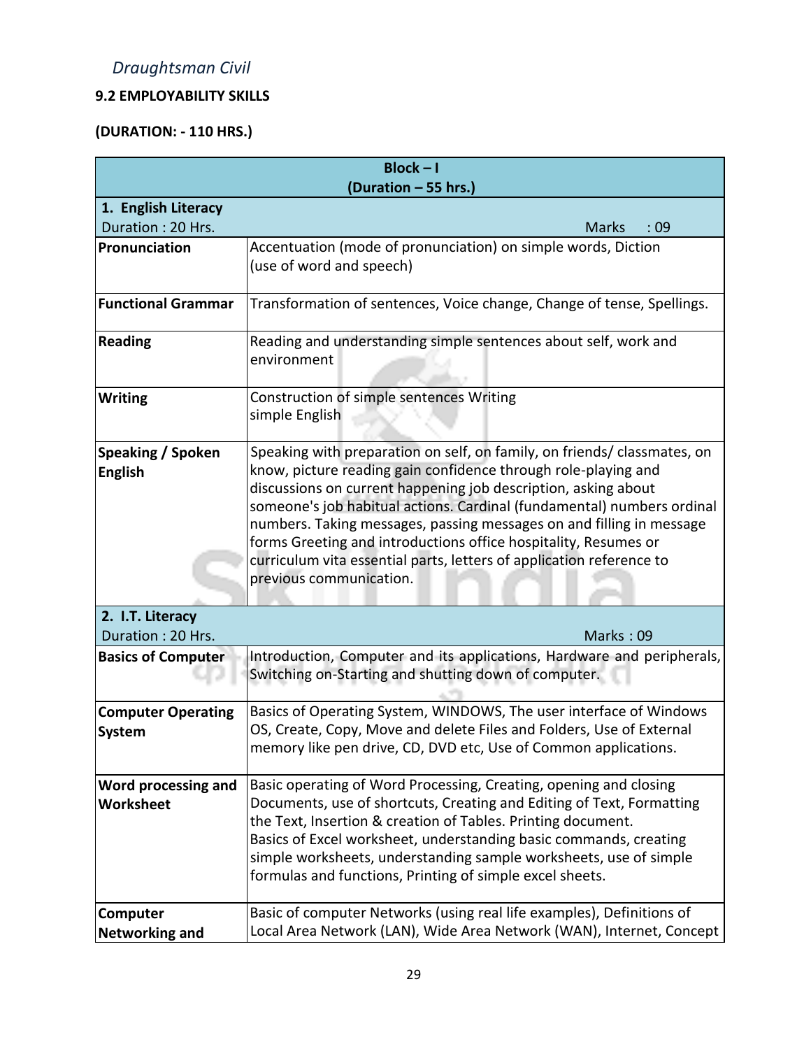*Draughtsman Civil*

**9.2 EMPLOYABILITY SKILLS**

**(DURATION: - 110 HRS.)**

| **Block – I (Duration – 55 hrs.)** | |
|---|---|
| **1. English Literacy** Duration : 20 Hrs. | Marks : 09 |
| **Pronunciation** | Accentuation (mode of pronunciation) on simple words, Diction (use of word and speech) |
| **Functional Grammar** | Transformation of sentences, Voice change, Change of tense, Spellings. |
| **Reading** | Reading and understanding simple sentences about self, work and environment |
| **Writing** | Construction of simple sentences Writing simple English |
| **Speaking / Spoken English** | Speaking with preparation on self, on family, on friends/ classmates, on know, picture reading gain confidence through role-playing and discussions on current happening job description, asking about someone's job habitual actions. Cardinal (fundamental) numbers ordinal numbers. Taking messages, passing messages on and filling in message forms Greeting and introductions office hospitality, Resumes or curriculum vita essential parts, letters of application reference to previous communication. |
| **2. I.T. Literacy** Duration : 20 Hrs. | Marks : 09 |
| **Basics of Computer** | Introduction, Computer and its applications, Hardware and peripherals, Switching on-Starting and shutting down of computer. |
| **Computer Operating System** | Basics of Operating System, WINDOWS, The user interface of Windows OS, Create, Copy, Move and delete Files and Folders, Use of External memory like pen drive, CD, DVD etc, Use of Common applications. |
| **Word processing and Worksheet** | Basic operating of Word Processing, Creating, opening and closing Documents, use of shortcuts, Creating and Editing of Text, Formatting the Text, Insertion & creation of Tables. Printing document. Basics of Excel worksheet, understanding basic commands, creating simple worksheets, understanding sample worksheets, use of simple formulas and functions, Printing of simple excel sheets. |
| **Computer Networking and** | Basic of computer Networks (using real life examples), Definitions of Local Area Network (LAN), Wide Area Network (WAN), Internet, Concept |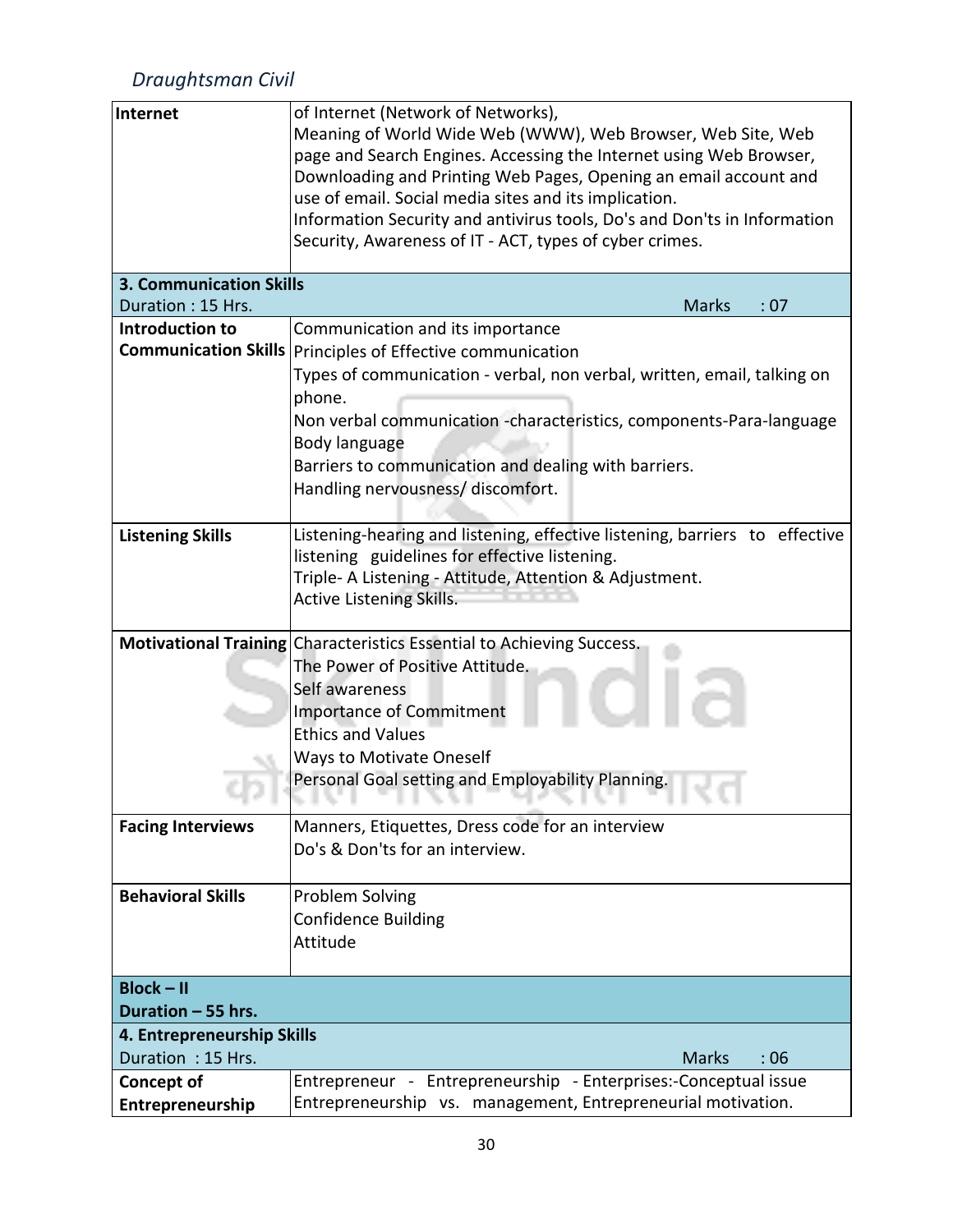| Internet | of Internet (Network of Networks),<br>Meaning of World Wide Web (WWW), Web Browser, Web Site, Web page and Search Engines. Accessing the Internet using Web Browser, Downloading and Printing Web Pages, Opening an email account and use of email. Social media sites and its implication.<br>Information Security and antivirus tools, Do's and Don'ts in Information Security, Awareness of IT - ACT, types of cyber crimes. |
|---|---|
| **3. Communication Skills**<br>Duration : 15 Hrs. | Marks : 07 |
| **Introduction to Communication Skills** | Communication and its importance<br>Principles of Effective communication<br>Types of communication - verbal, non verbal, written, email, talking on phone.<br>Non verbal communication -characteristics, components-Para-language<br>Body language<br>Barriers to communication and dealing with barriers.<br>Handling nervousness/ discomfort. |
| **Listening Skills** | Listening-hearing and listening, effective listening, barriers to effective listening guidelines for effective listening.<br>Triple- A Listening - Attitude, Attention & Adjustment.<br>Active Listening Skills. |
| **Motivational Training** | Characteristics Essential to Achieving Success.<br>The Power of Positive Attitude.<br>Self awareness<br>Importance of Commitment<br>Ethics and Values<br>Ways to Motivate Oneself<br>Personal Goal setting and Employability Planning. |
| **Facing Interviews** | Manners, Etiquettes, Dress code for an interview<br>Do's & Don'ts for an interview. |
| **Behavioral Skills** | Problem Solving<br>Confidence Building<br>Attitude |
| **Block – II**<br>**Duration – 55 hrs.** | |
| **4. Entrepreneurship Skills**<br>Duration : 15 Hrs. | Marks : 06 |
| **Concept of Entrepreneurship** | Entrepreneur - Entrepreneurship - Enterprises:-Conceptual issue<br>Entrepreneurship vs. management, Entrepreneurial motivation. |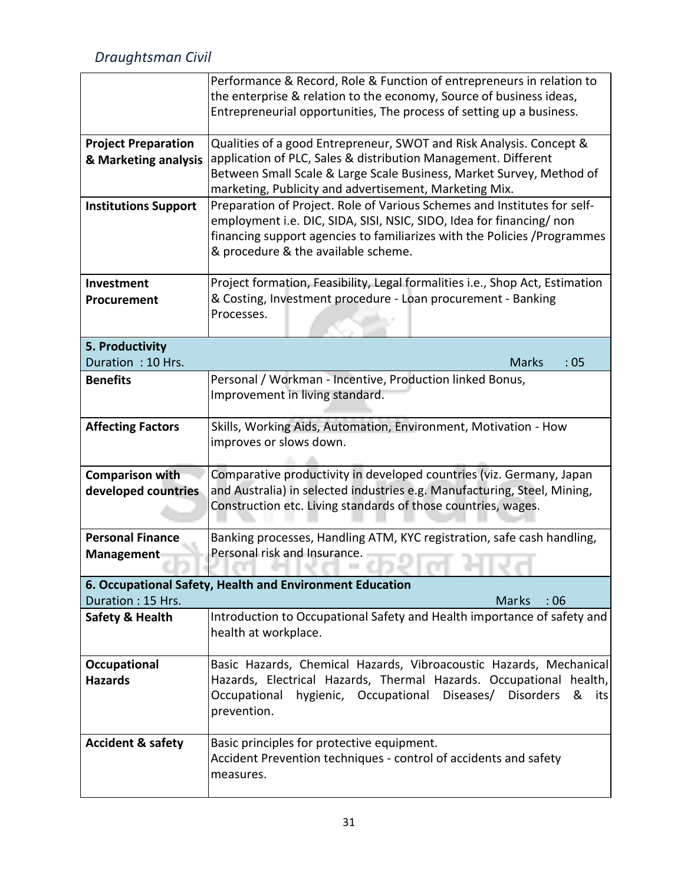| | |
|---|---|
| | Performance & Record, Role & Function of entrepreneurs in relation to the enterprise & relation to the economy, Source of business ideas, Entrepreneurial opportunities, The process of setting up a business. |
| **Project Preparation & Marketing analysis** | Qualities of a good Entrepreneur, SWOT and Risk Analysis. Concept & application of PLC, Sales & distribution Management. Different Between Small Scale & Large Scale Business, Market Survey, Method of marketing, Publicity and advertisement, Marketing Mix. |
| **Institutions Support** | Preparation of Project. Role of Various Schemes and Institutes for self-employment i.e. DIC, SIDA, SISI, NSIC, SIDO, Idea for financing/ non financing support agencies to familiarizes with the Policies /Programmes & procedure & the available scheme. |
| **Investment Procurement** | Project formation, Feasibility, Legal formalities i.e., Shop Act, Estimation & Costing, Investment procedure - Loan procurement - Banking Processes. |
| **5. Productivity** Duration : 10 Hrs. | Marks : 05 |
| **Benefits** | Personal / Workman - Incentive, Production linked Bonus, Improvement in living standard. |
| **Affecting Factors** | Skills, Working Aids, Automation, Environment, Motivation - How improves or slows down. |
| **Comparison with developed countries** | Comparative productivity in developed countries (viz. Germany, Japan and Australia) in selected industries e.g. Manufacturing, Steel, Mining, Construction etc. Living standards of those countries, wages. |
| **Personal Finance Management** | Banking processes, Handling ATM, KYC registration, safe cash handling, Personal risk and Insurance. |
| **6. Occupational Safety, Health and Environment Education** Duration : 15 Hrs. | Marks : 06 |
| **Safety & Health** | Introduction to Occupational Safety and Health importance of safety and health at workplace. |
| **Occupational Hazards** | Basic Hazards, Chemical Hazards, Vibroacoustic Hazards, Mechanical Hazards, Electrical Hazards, Thermal Hazards. Occupational health, Occupational hygienic, Occupational Diseases/ Disorders & its prevention. |
| **Accident & safety** | Basic principles for protective equipment. Accident Prevention techniques - control of accidents and safety measures. |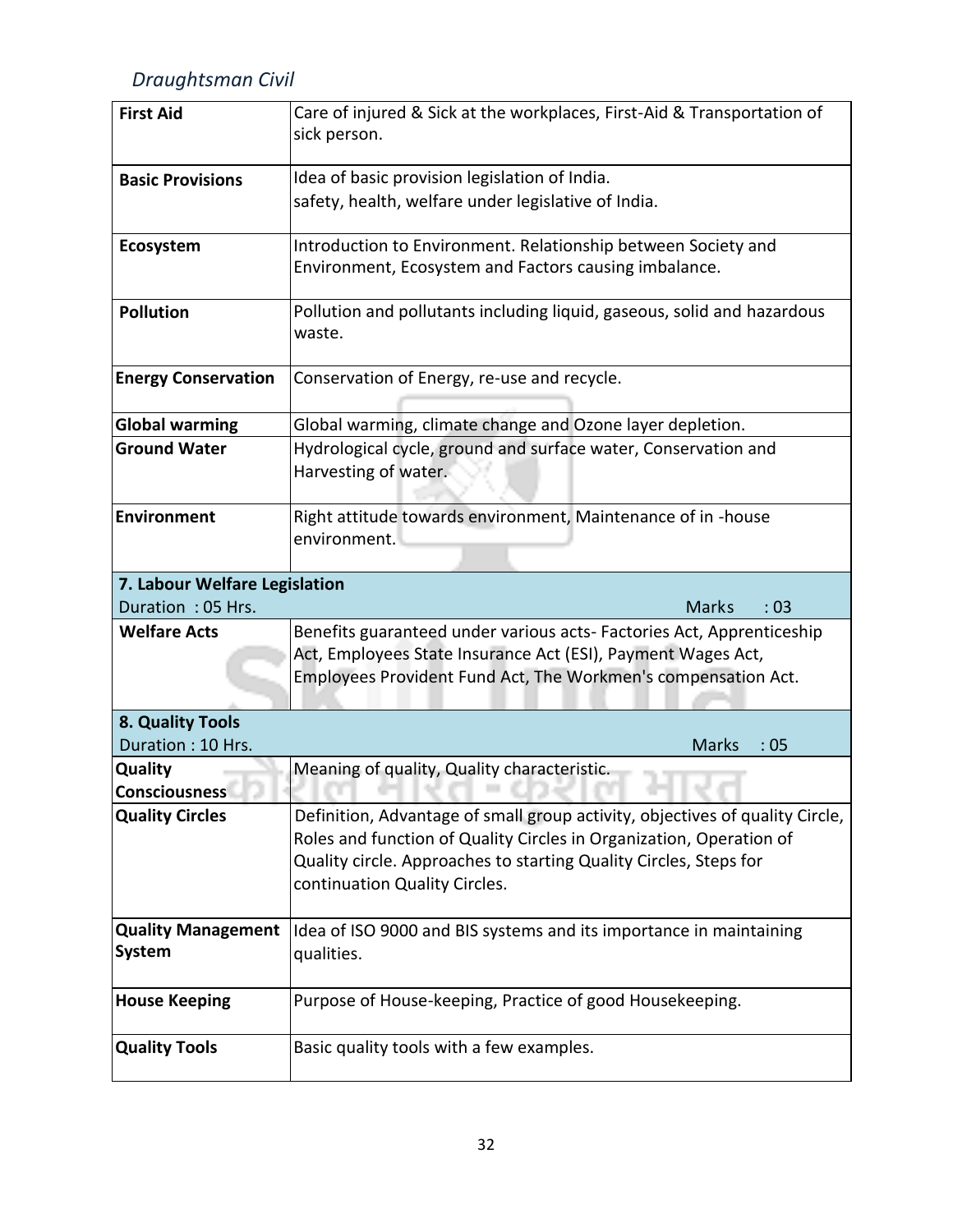*Draughtsman Civil*

| | |
|---|---|
| **First Aid** | Care of injured & Sick at the workplaces, First-Aid & Transportation of sick person. |
| **Basic Provisions** | Idea of basic provision legislation of India.<br>safety, health, welfare under legislative of India. |
| **Ecosystem** | Introduction to Environment. Relationship between Society and Environment, Ecosystem and Factors causing imbalance. |
| **Pollution** | Pollution and pollutants including liquid, gaseous, solid and hazardous waste. |
| **Energy Conservation** | Conservation of Energy, re-use and recycle. |
| **Global warming** | Global warming, climate change and Ozone layer depletion. |
| **Ground Water** | Hydrological cycle, ground and surface water, Conservation and Harvesting of water. |
| **Environment** | Right attitude towards environment, Maintenance of in -house environment. |
| **7. Labour Welfare Legislation**<br>Duration : 05 Hrs. | Marks : 03 |
| **Welfare Acts** | Benefits guaranteed under various acts- Factories Act, Apprenticeship Act, Employees State Insurance Act (ESI), Payment Wages Act, Employees Provident Fund Act, The Workmen's compensation Act. |
| **8. Quality Tools**<br>Duration : 10 Hrs. | Marks : 05 |
| **Quality Consciousness** | Meaning of quality, Quality characteristic. |
| **Quality Circles** | Definition, Advantage of small group activity, objectives of quality Circle, Roles and function of Quality Circles in Organization, Operation of Quality circle. Approaches to starting Quality Circles, Steps for continuation Quality Circles. |
| **Quality Management System** | Idea of ISO 9000 and BIS systems and its importance in maintaining qualities. |
| **House Keeping** | Purpose of House-keeping, Practice of good Housekeeping. |
| **Quality Tools** | Basic quality tools with a few examples. |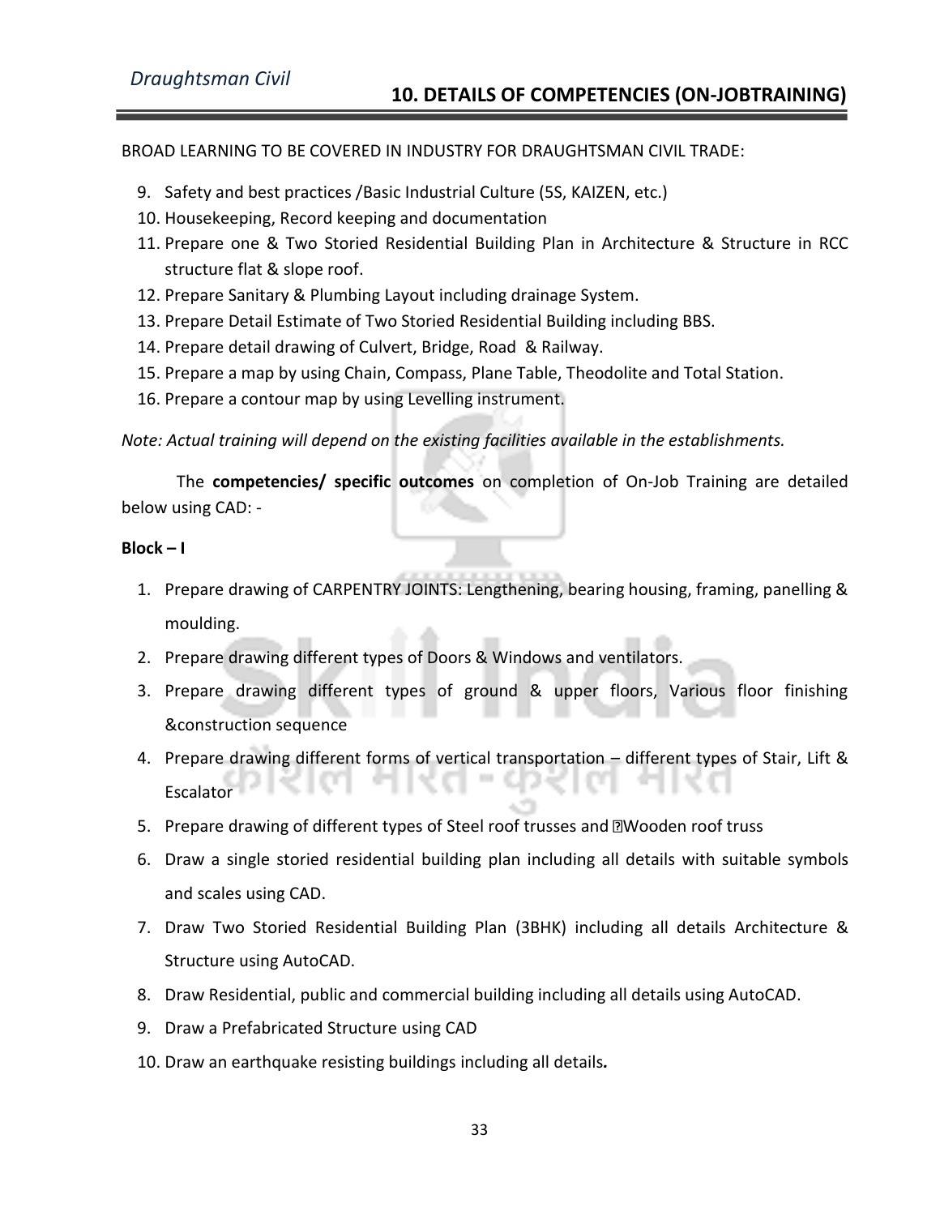## 10. DETAILS OF COMPETENCIES (ON-JOBTRAINING)

BROAD LEARNING TO BE COVERED IN INDUSTRY FOR DRAUGHTSMAN CIVIL TRADE:

9. Safety and best practices /Basic Industrial Culture (5S, KAIZEN, etc.)
10. Housekeeping, Record keeping and documentation
11. Prepare one & Two Storied Residential Building Plan in Architecture & Structure in RCC structure flat & slope roof.
12. Prepare Sanitary & Plumbing Layout including drainage System.
13. Prepare Detail Estimate of Two Storied Residential Building including BBS.
14. Prepare detail drawing of Culvert, Bridge, Road & Railway.
15. Prepare a map by using Chain, Compass, Plane Table, Theodolite and Total Station.
16. Prepare a contour map by using Levelling instrument.

*Note: Actual training will depend on the existing facilities available in the establishments.*

The **competencies/ specific outcomes** on completion of On-Job Training are detailed below using CAD: -

**Block – I**

1. Prepare drawing of CARPENTRY JOINTS: Lengthening, bearing housing, framing, panelling & moulding.
2. Prepare drawing different types of Doors & Windows and ventilators.
3. Prepare drawing different types of ground & upper floors, Various floor finishing &construction sequence
4. Prepare drawing different forms of vertical transportation – different types of Stair, Lift & Escalator
5. Prepare drawing of different types of Steel roof trusses and Wooden roof truss
6. Draw a single storied residential building plan including all details with suitable symbols and scales using CAD.
7. Draw Two Storied Residential Building Plan (3BHK) including all details Architecture & Structure using AutoCAD.
8. Draw Residential, public and commercial building including all details using AutoCAD.
9. Draw a Prefabricated Structure using CAD
10. Draw an earthquake resisting buildings including all details.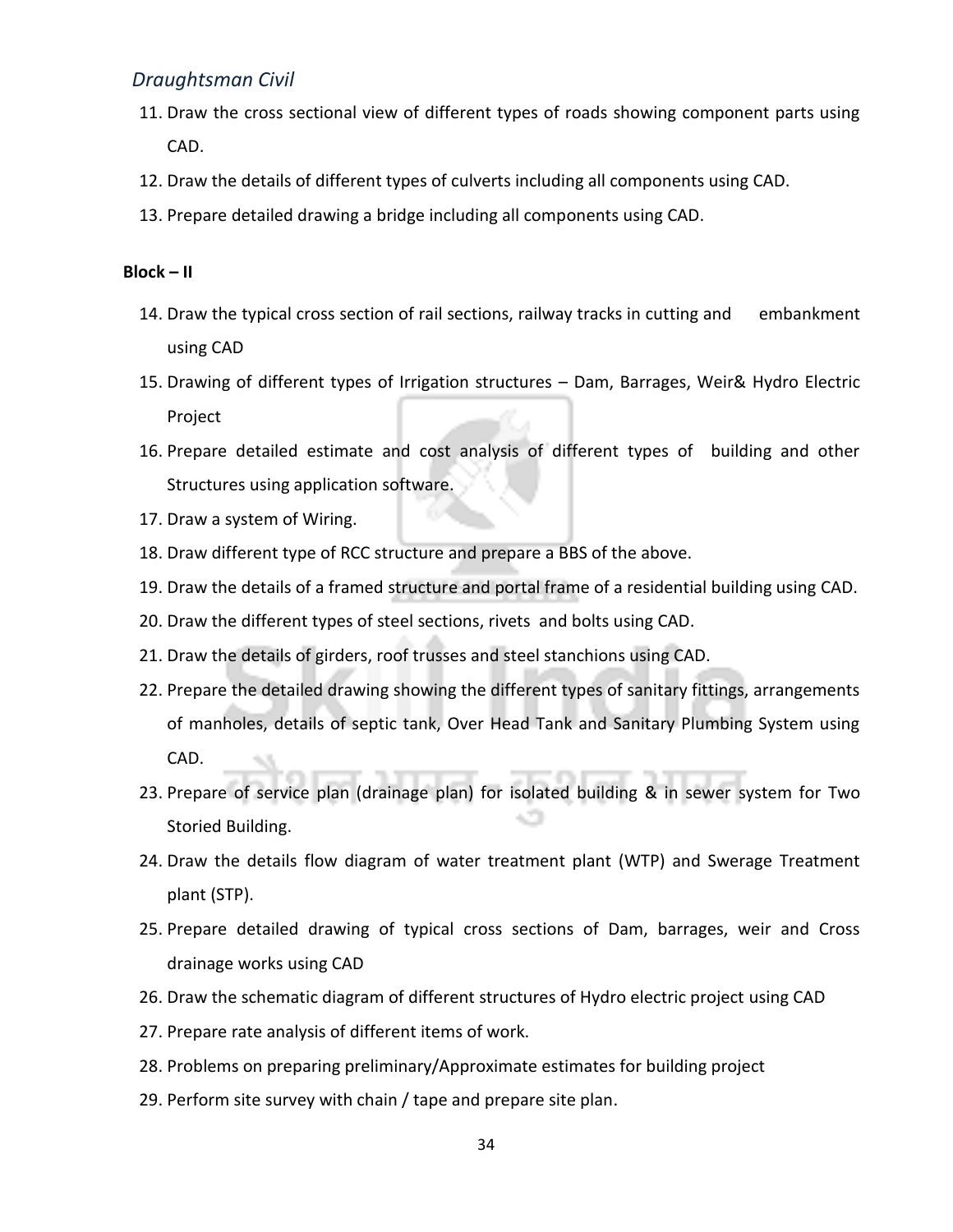11. Draw the cross sectional view of different types of roads showing component parts using CAD.
12. Draw the details of different types of culverts including all components using CAD.
13. Prepare detailed drawing a bridge including all components using CAD.

**Block – II**

14. Draw the typical cross section of rail sections, railway tracks in cutting and embankment using CAD
15. Drawing of different types of Irrigation structures – Dam, Barrages, Weir& Hydro Electric Project
16. Prepare detailed estimate and cost analysis of different types of building and other Structures using application software.
17. Draw a system of Wiring.
18. Draw different type of RCC structure and prepare a BBS of the above.
19. Draw the details of a framed structure and portal frame of a residential building using CAD.
20. Draw the different types of steel sections, rivets and bolts using CAD.
21. Draw the details of girders, roof trusses and steel stanchions using CAD.
22. Prepare the detailed drawing showing the different types of sanitary fittings, arrangements of manholes, details of septic tank, Over Head Tank and Sanitary Plumbing System using CAD.
23. Prepare of service plan (drainage plan) for isolated building & in sewer system for Two Storied Building.
24. Draw the details flow diagram of water treatment plant (WTP) and Swerage Treatment plant (STP).
25. Prepare detailed drawing of typical cross sections of Dam, barrages, weir and Cross drainage works using CAD
26. Draw the schematic diagram of different structures of Hydro electric project using CAD
27. Prepare rate analysis of different items of work.
28. Problems on preparing preliminary/Approximate estimates for building project
29. Perform site survey with chain / tape and prepare site plan.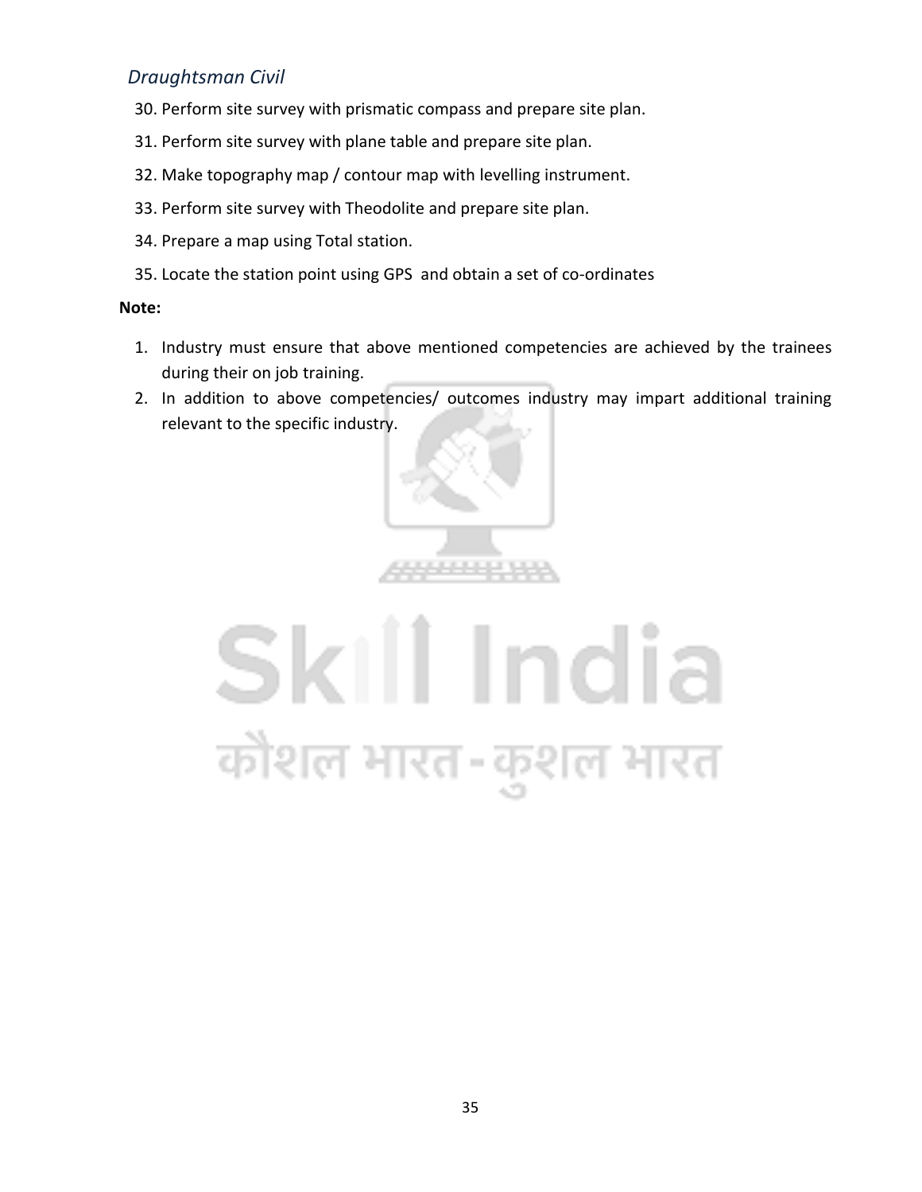30. Perform site survey with prismatic compass and prepare site plan.
31. Perform site survey with plane table and prepare site plan.
32. Make topography map / contour map with levelling instrument.
33. Perform site survey with Theodolite and prepare site plan.
34. Prepare a map using Total station.
35. Locate the station point using GPS and obtain a set of co-ordinates

**Note:**

1. Industry must ensure that above mentioned competencies are achieved by the trainees during their on job training.
2. In addition to above competencies/ outcomes industry may impart additional training relevant to the specific industry.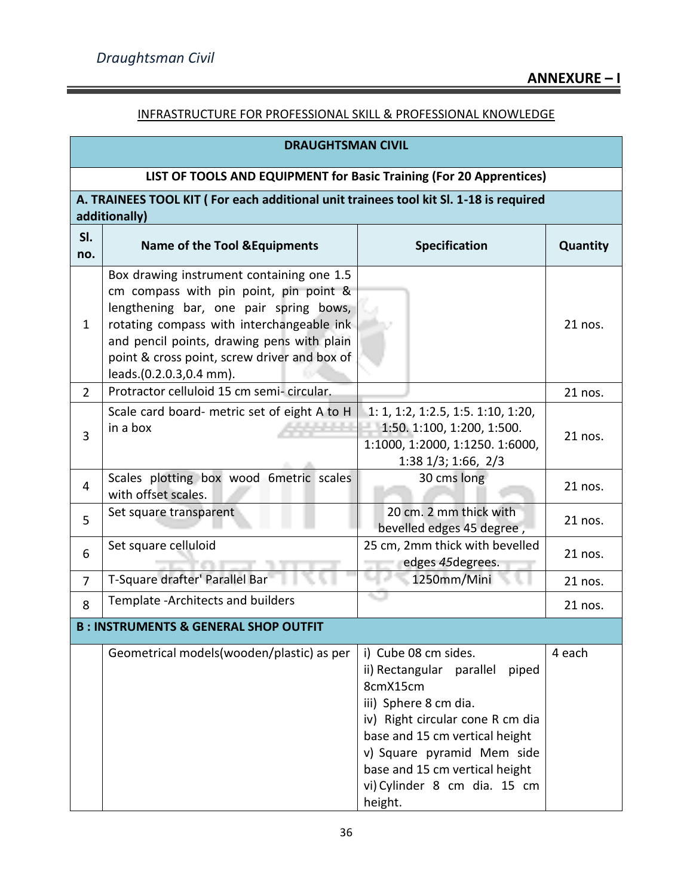## ANNEXURE – I

### INFRASTRUCTURE FOR PROFESSIONAL SKILL & PROFESSIONAL KNOWLEDGE

| DRAUGHTSMAN CIVIL | | | |
|---|---|---|---|
| **LIST OF TOOLS AND EQUIPMENT for Basic Training (For 20 Apprentices)** | | | |
| **A. TRAINEES TOOL KIT ( For each additional unit trainees tool kit Sl. 1-18 is required additionally)** | | | |
| **Sl. no.** | **Name of the Tool &Equipments** | **Specification** | **Quantity** |
| 1 | Box drawing instrument containing one 1.5 cm compass with pin point, pin point & lengthening bar, one pair spring bows, rotating compass with interchangeable ink and pencil points, drawing pens with plain point & cross point, screw driver and box of leads.(0.2.0.3,0.4 mm). | | 21 nos. |
| 2 | Protractor celluloid 15 cm semi- circular. | | 21 nos. |
| 3 | Scale card board- metric set of eight A to H in a box | 1: 1, 1:2, 1:2.5, 1:5. 1:10, 1:20, 1:50. 1:100, 1:200, 1:500. 1:1000, 1:2000, 1:1250. 1:6000, 1:38 1/3; 1:66, 2/3 | 21 nos. |
| 4 | Scales plotting box wood 6metric scales with offset scales. | 30 cms long | 21 nos. |
| 5 | Set square transparent | 20 cm. 2 mm thick with bevelled edges 45 degree , | 21 nos. |
| 6 | Set square celluloid | 25 cm, 2mm thick with bevelled edges 45degrees. | 21 nos. |
| 7 | T-Square drafter' Parallel Bar | 1250mm/Mini | 21 nos. |
| 8 | Template -Architects and builders | | 21 nos. |
| **B : INSTRUMENTS & GENERAL SHOP OUTFIT** | | | |
| | Geometrical models(wooden/plastic) as per | i) Cube 08 cm sides.<br>ii) Rectangular parallel piped 8cmX15cm<br>iii) Sphere 8 cm dia.<br>iv) Right circular cone R cm dia base and 15 cm vertical height<br>v) Square pyramid Mem side base and 15 cm vertical height<br>vi) Cylinder 8 cm dia. 15 cm height. | 4 each |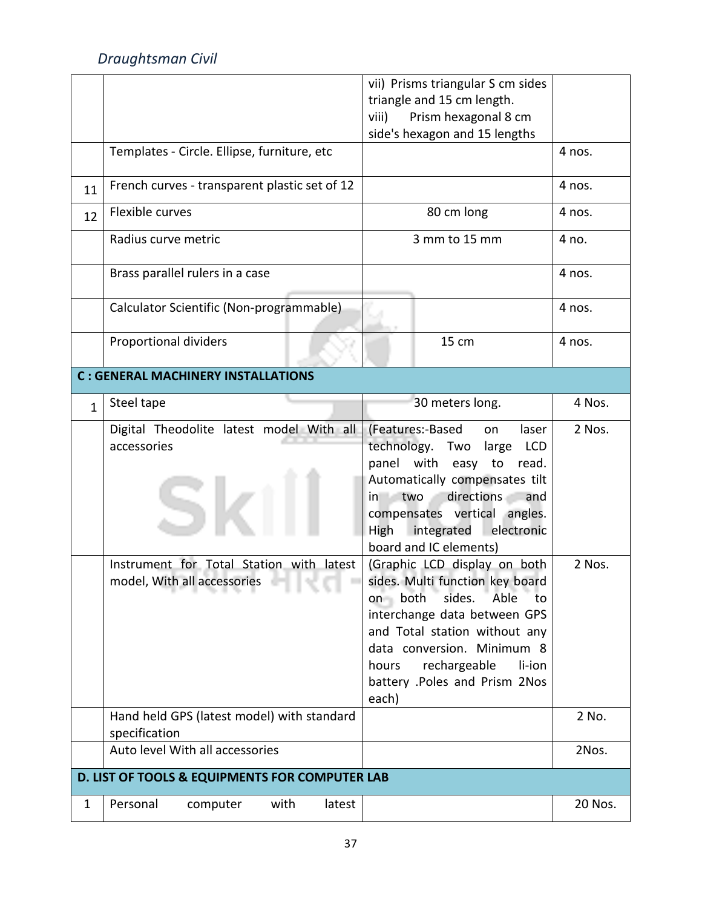| | | | |
|---|---|---|---|
| | | vii) Prisms triangular S cm sides triangle and 15 cm length.<br>viii) Prism hexagonal 8 cm side's hexagon and 15 lengths | |
| | Templates - Circle. Ellipse, furniture, etc | | 4 nos. |
| 11 | French curves - transparent plastic set of 12 | | 4 nos. |
| 12 | Flexible curves | 80 cm long | 4 nos. |
| | Radius curve metric | 3 mm to 15 mm | 4 no. |
| | Brass parallel rulers in a case | | 4 nos. |
| | Calculator Scientific (Non-programmable) | | 4 nos. |
| | Proportional dividers | 15 cm | 4 nos. |
| **C : GENERAL MACHINERY INSTALLATIONS** | | | |
| 1 | Steel tape | 30 meters long. | 4 Nos. |
| | Digital Theodolite latest model With all accessories | (Features:-Based on laser technology. Two large LCD panel with easy to read. Automatically compensates tilt in two directions and compensates vertical angles. High integrated electronic board and IC elements) | 2 Nos. |
| | Instrument for Total Station with latest model, With all accessories | (Graphic LCD display on both sides. Multi function key board on both sides. Able to interchange data between GPS and Total station without any data conversion. Minimum 8 hours rechargeable li-ion battery .Poles and Prism 2Nos each) | 2 Nos. |
| | Hand held GPS (latest model) with standard specification | | 2 No. |
| | Auto level With all accessories | | 2Nos. |
| **D. LIST OF TOOLS & EQUIPMENTS FOR COMPUTER LAB** | | | |
| 1 | Personal computer with latest | | 20 Nos. |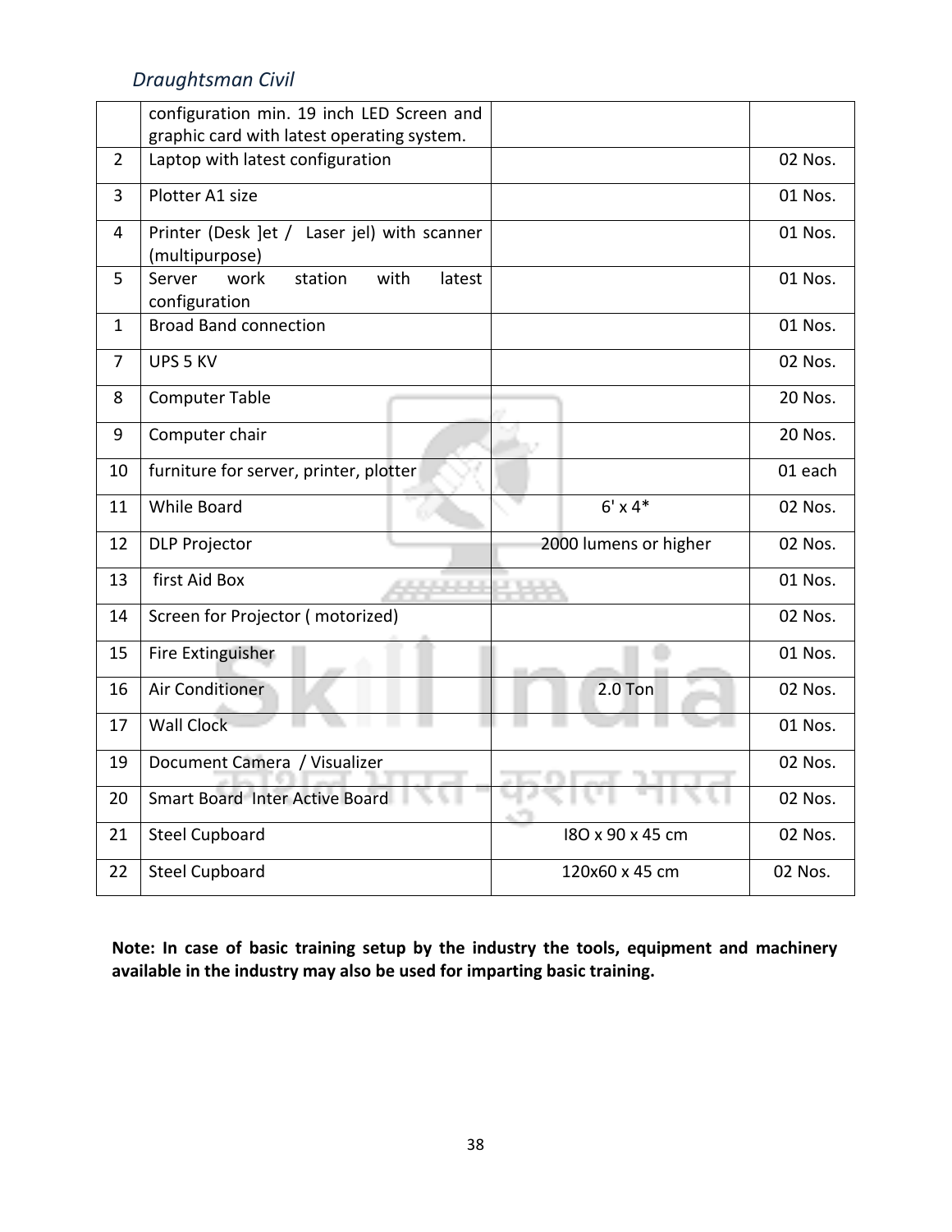| | | | |
|---|---|---|---|
| | configuration min. 19 inch LED Screen and graphic card with latest operating system. | | |
| 2 | Laptop with latest configuration | | 02 Nos. |
| 3 | Plotter A1 size | | 01 Nos. |
| 4 | Printer (Desk ]et / Laser jel) with scanner (multipurpose) | | 01 Nos. |
| 5 | Server work station with latest configuration | | 01 Nos. |
| 1 | Broad Band connection | | 01 Nos. |
| 7 | UPS 5 KV | | 02 Nos. |
| 8 | Computer Table | | 20 Nos. |
| 9 | Computer chair | | 20 Nos. |
| 10 | furniture for server, printer, plotter | | 01 each |
| 11 | While Board | 6' x 4* | 02 Nos. |
| 12 | DLP Projector | 2000 lumens or higher | 02 Nos. |
| 13 | first Aid Box | | 01 Nos. |
| 14 | Screen for Projector ( motorized) | | 02 Nos. |
| 15 | Fire Extinguisher | | 01 Nos. |
| 16 | Air Conditioner | 2.0 Ton | 02 Nos. |
| 17 | Wall Clock | | 01 Nos. |
| 19 | Document Camera / Visualizer | | 02 Nos. |
| 20 | Smart Board Inter Active Board | | 02 Nos. |
| 21 | Steel Cupboard | I8O x 90 x 45 cm | 02 Nos. |
| 22 | Steel Cupboard | 120x60 x 45 cm | 02 Nos. |

**Note: In case of basic training setup by the industry the tools, equipment and machinery available in the industry may also be used for imparting basic training.**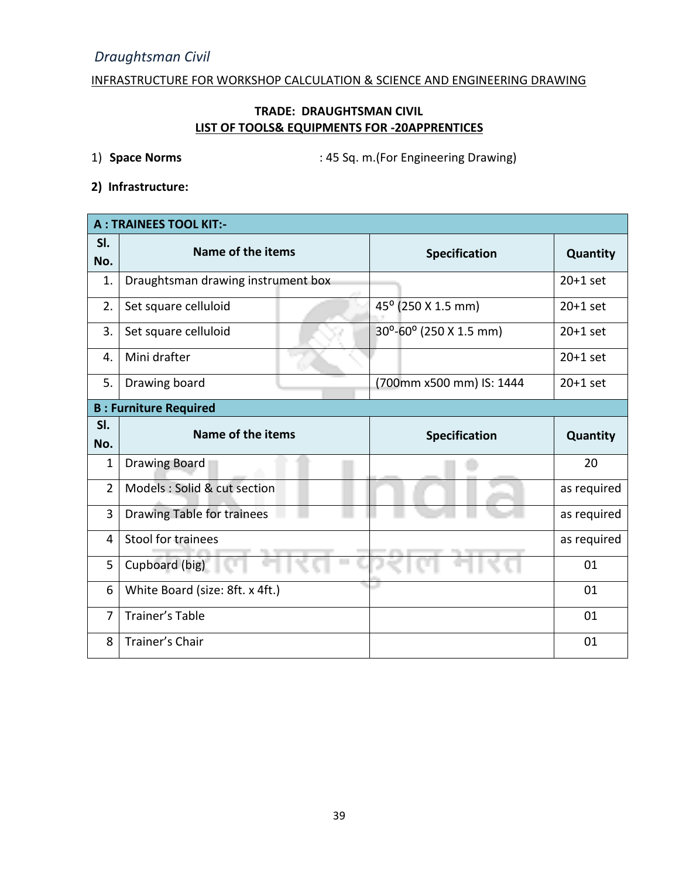*Draughtsman Civil*

INFRASTRUCTURE FOR WORKSHOP CALCULATION & SCIENCE AND ENGINEERING DRAWING

**TRADE: DRAUGHTSMAN CIVIL**
**LIST OF TOOLS& EQUIPMENTS FOR -20APPRENTICES**

1) **Space Norms** : 45 Sq. m.(For Engineering Drawing)

**2) Infrastructure:**

| **A : TRAINEES TOOL KIT:-** | | | |
|---|---|---|---|
| **Sl. No.** | **Name of the items** | **Specification** | **Quantity** |
| 1. | Draughtsman drawing instrument box | | 20+1 set |
| 2. | Set square celluloid | $45^{o}$ (250 X 1.5 mm) | 20+1 set |
| 3. | Set square celluloid | $30^{o}$-$60^{o}$ (250 X 1.5 mm) | 20+1 set |
| 4. | Mini drafter | | 20+1 set |
| 5. | Drawing board | (700mm x500 mm) IS: 1444 | 20+1 set |
| **B : Furniture Required** | | | |
| **Sl. No.** | **Name of the items** | **Specification** | **Quantity** |
| 1 | Drawing Board | | 20 |
| 2 | Models : Solid & cut section | | as required |
| 3 | Drawing Table for trainees | | as required |
| 4 | Stool for trainees | | as required |
| 5 | Cupboard (big) | | 01 |
| 6 | White Board (size: 8ft. x 4ft.) | | 01 |
| 7 | Trainer's Table | | 01 |
| 8 | Trainer's Chair | | 01 |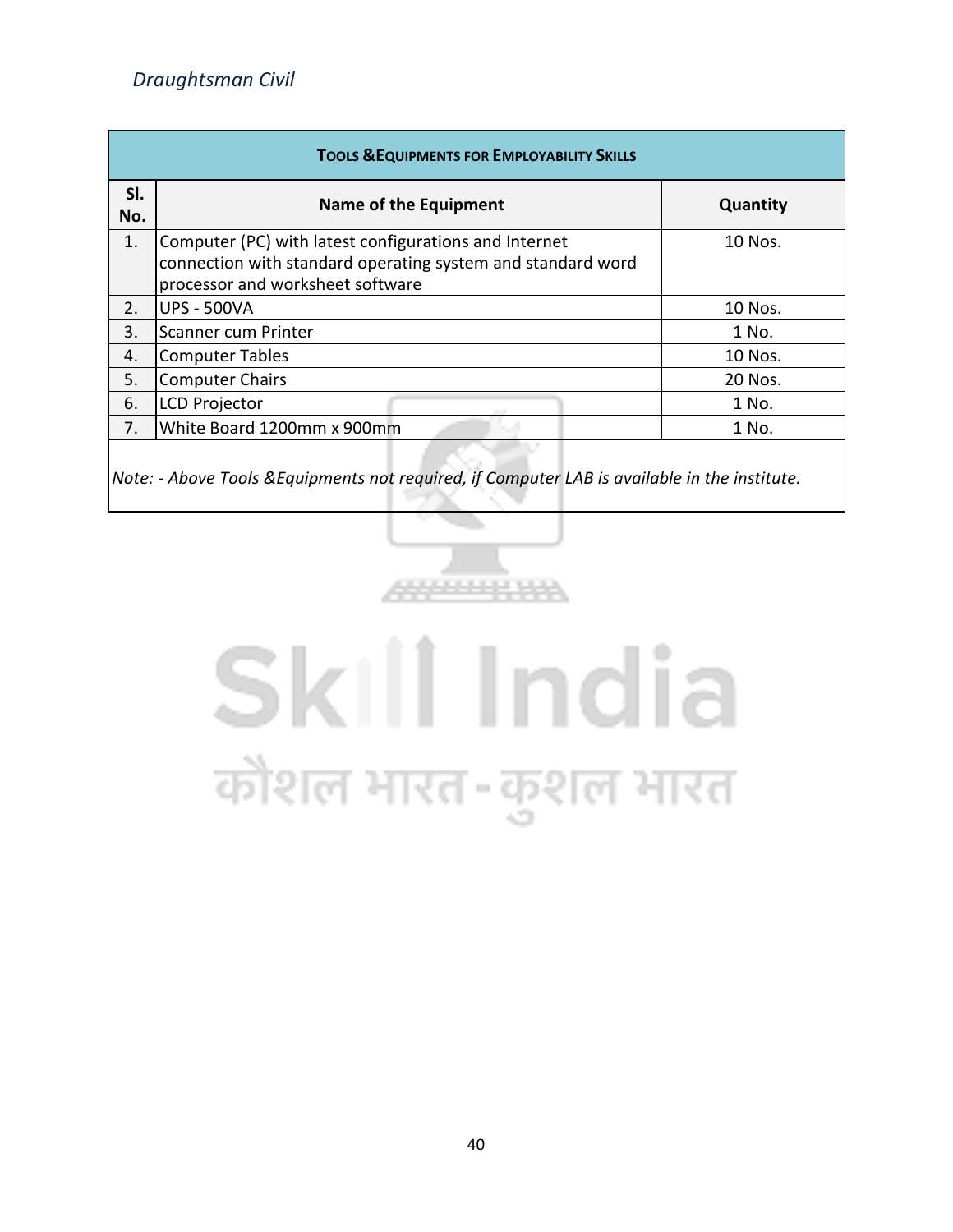| TOOLS & EQUIPMENTS FOR EMPLOYABILITY SKILLS | | |
|---|---|---|
| Sl. No. | Name of the Equipment | Quantity |
| 1. | Computer (PC) with latest configurations and Internet connection with standard operating system and standard word processor and worksheet software | 10 Nos. |
| 2. | UPS - 500VA | 10 Nos. |
| 3. | Scanner cum Printer | 1 No. |
| 4. | Computer Tables | 10 Nos. |
| 5. | Computer Chairs | 20 Nos. |
| 6. | LCD Projector | 1 No. |
| 7. | White Board 1200mm x 900mm | 1 No. |

*Note: - Above Tools &Equipments not required, if Computer LAB is available in the institute.*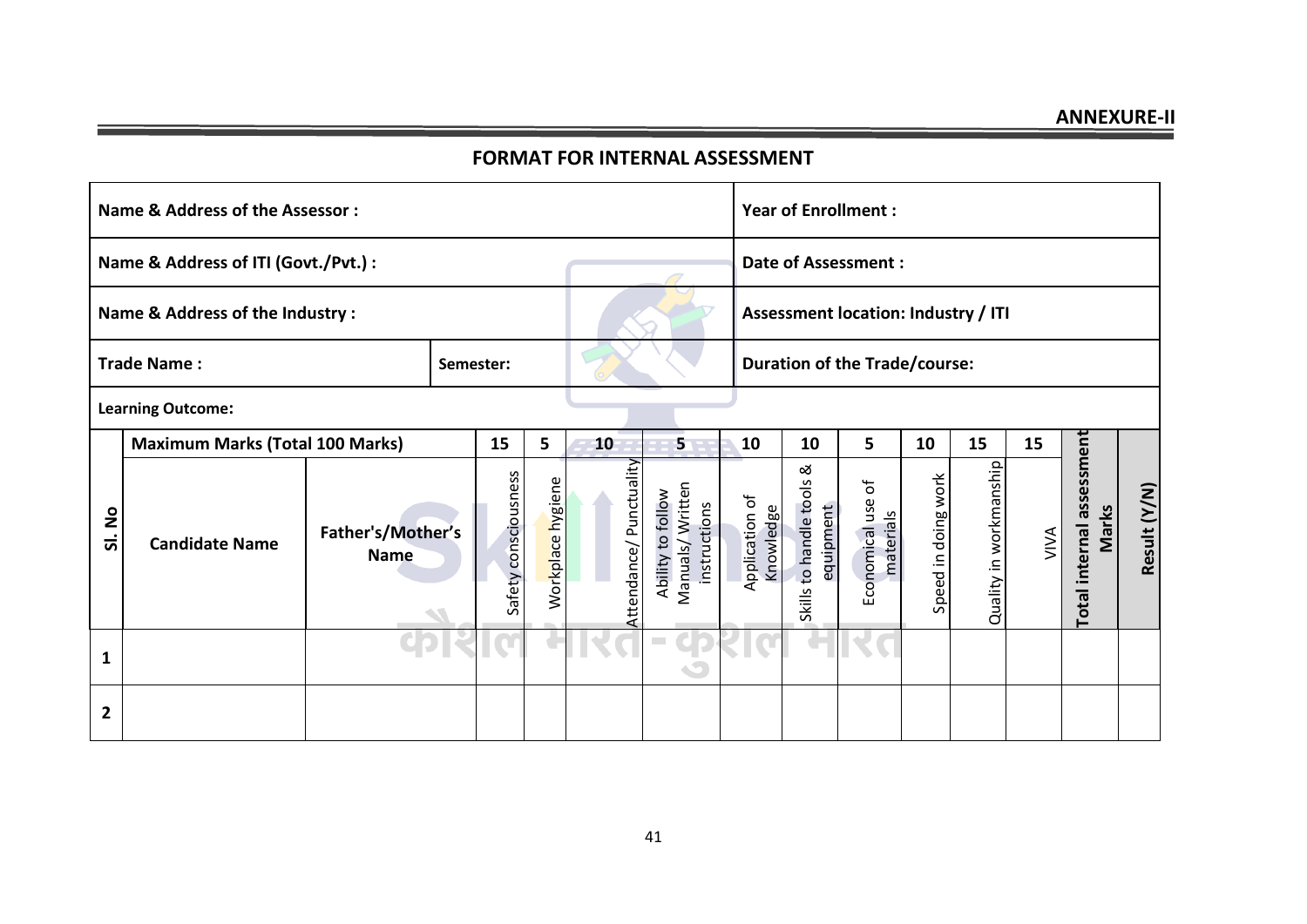**ANNEXURE-II**

## FORMAT FOR INTERNAL ASSESSMENT

| | |
|---|---|
| **Name & Address of the Assessor :** | **Year of Enrollment :** |
| **Name & Address of ITI (Govt./Pvt.) :** | **Date of Assessment :** |
| **Name & Address of the Industry :** | **Assessment location: Industry / ITI** |
| **Trade Name :** **Semester:** | **Duration of the Trade/course:** |
| **Learning Outcome:** | |

| Sl. No | Maximum Marks (Total 100 Marks) | | 15 | 5 | 10 | 5 | 10 | 10 | 5 | 10 | 15 | 15 | | |
|---|---|---|---|---|---|---|---|---|---|---|---|---|---|---|
| | **Candidate Name** | **Father's/Mother's Name** | Safety consciousness | Workplace hygiene | Attendance/ Punctuality | Ability to follow Manuals/ Written instructions | Application of Knowledge | Skills to handle tools & equipment | Economical use of materials | Speed in doing work | Quality in workmanship | VIVA | **Total internal assessment Marks** | **Result (Y/N)** |
| **1** | | | | | | | | | | | | | | |
| **2** | | | | | | | | | | | | | | |